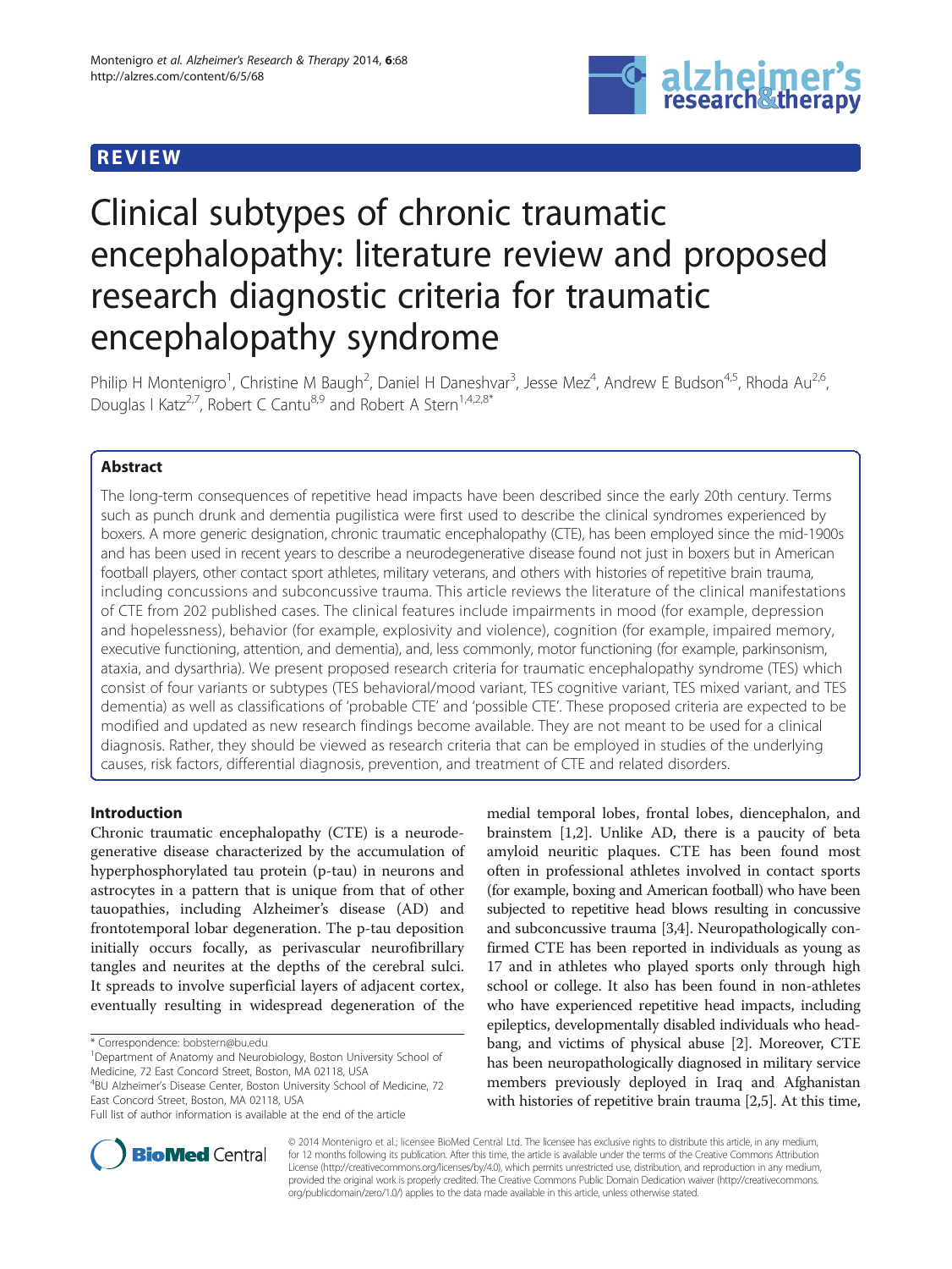## REVIEW

# Clinical subtypes of chronic traumatic encephalopathy: literature review and proposed research diagnostic criteria for traumatic encephalopathy syndrome

Philip H Montenigro[1], Christine M Baugh[2], Daniel H Daneshvar[3], Jesse Mez[4], Andrew E Budson[4,5], Rhoda Au[2,6], Douglas I Katz[2,7], Robert C Cantu[8,9] and Robert A Stern[1,4,2,8*]

## Abstract

The long-term consequences of repetitive head impacts have been described since the early 20th century. Terms such as punch drunk and dementia pugilistica were first used to describe the clinical syndromes experienced by boxers. A more generic designation, chronic traumatic encephalopathy (CTE), has been employed since the mid-1900s and has been used in recent years to describe a neurodegenerative disease found not just in boxers but in American football players, other contact sport athletes, military veterans, and others with histories of repetitive brain trauma, including concussions and subconcussive trauma. This article reviews the literature of the clinical manifestations of CTE from 202 published cases. The clinical features include impairments in mood (for example, depression and hopelessness), behavior (for example, explosivity and violence), cognition (for example, impaired memory, executive functioning, attention, and dementia), and, less commonly, motor functioning (for example, parkinsonism, ataxia, and dysarthria). We present proposed research criteria for traumatic encephalopathy syndrome (TES) which consist of four variants or subtypes (TES behavioral/mood variant, TES cognitive variant, TES mixed variant, and TES dementia) as well as classifications of 'probable CTE' and 'possible CTE'. These proposed criteria are expected to be modified and updated as new research findings become available. They are not meant to be used for a clinical diagnosis. Rather, they should be viewed as research criteria that can be employed in studies of the underlying causes, risk factors, differential diagnosis, prevention, and treatment of CTE and related disorders.

## Introduction

Chronic traumatic encephalopathy (CTE) is a neurodegenerative disease characterized by the accumulation of hyperphosphorylated tau protein (p-tau) in neurons and astrocytes in a pattern that is unique from that of other tauopathies, including Alzheimer's disease (AD) and frontotemporal lobar degeneration. The p-tau deposition initially occurs focally, as perivascular neurofibrillary tangles and neurites at the depths of the cerebral sulci. It spreads to involve superficial layers of adjacent cortex, eventually resulting in widespread degeneration of the medial temporal lobes, frontal lobes, diencephalon, and brainstem [1,2]. Unlike AD, there is a paucity of beta amyloid neuritic plaques. CTE has been found most often in professional athletes involved in contact sports (for example, boxing and American football) who have been subjected to repetitive head blows resulting in concussive and subconcussive trauma [3,4]. Neuropathologically confirmed CTE has been reported in individuals as young as 17 and in athletes who played sports only through high school or college. It also has been found in non-athletes who have experienced repetitive head impacts, including epileptics, developmentally disabled individuals who head-bang, and victims of physical abuse [2]. Moreover, CTE has been neuropathologically diagnosed in military service members previously deployed in Iraq and Afghanistan with histories of repetitive brain trauma [2,5]. At this time,

\* Correspondence: bobstern@bu.edu
[1]Department of Anatomy and Neurobiology, Boston University School of Medicine, 72 East Concord Street, Boston, MA 02118, USA
[4]BU Alzheimer's Disease Center, Boston University School of Medicine, 72 East Concord Street, Boston, MA 02118, USA
Full list of author information is available at the end of the article

© 2014 Montenigro et al.; licensee BioMed Central Ltd. The licensee has exclusive rights to distribute this article, in any medium, for 12 months following its publication. After this time, the article is available under the terms of the Creative Commons Attribution License (http://creativecommons.org/licenses/by/4.0), which permits unrestricted use, distribution, and reproduction in any medium, provided the original work is properly credited. The Creative Commons Public Domain Dedication waiver (http://creativecommons.org/publicdomain/zero/1.0/) applies to the data made available in this article, unless otherwise stated.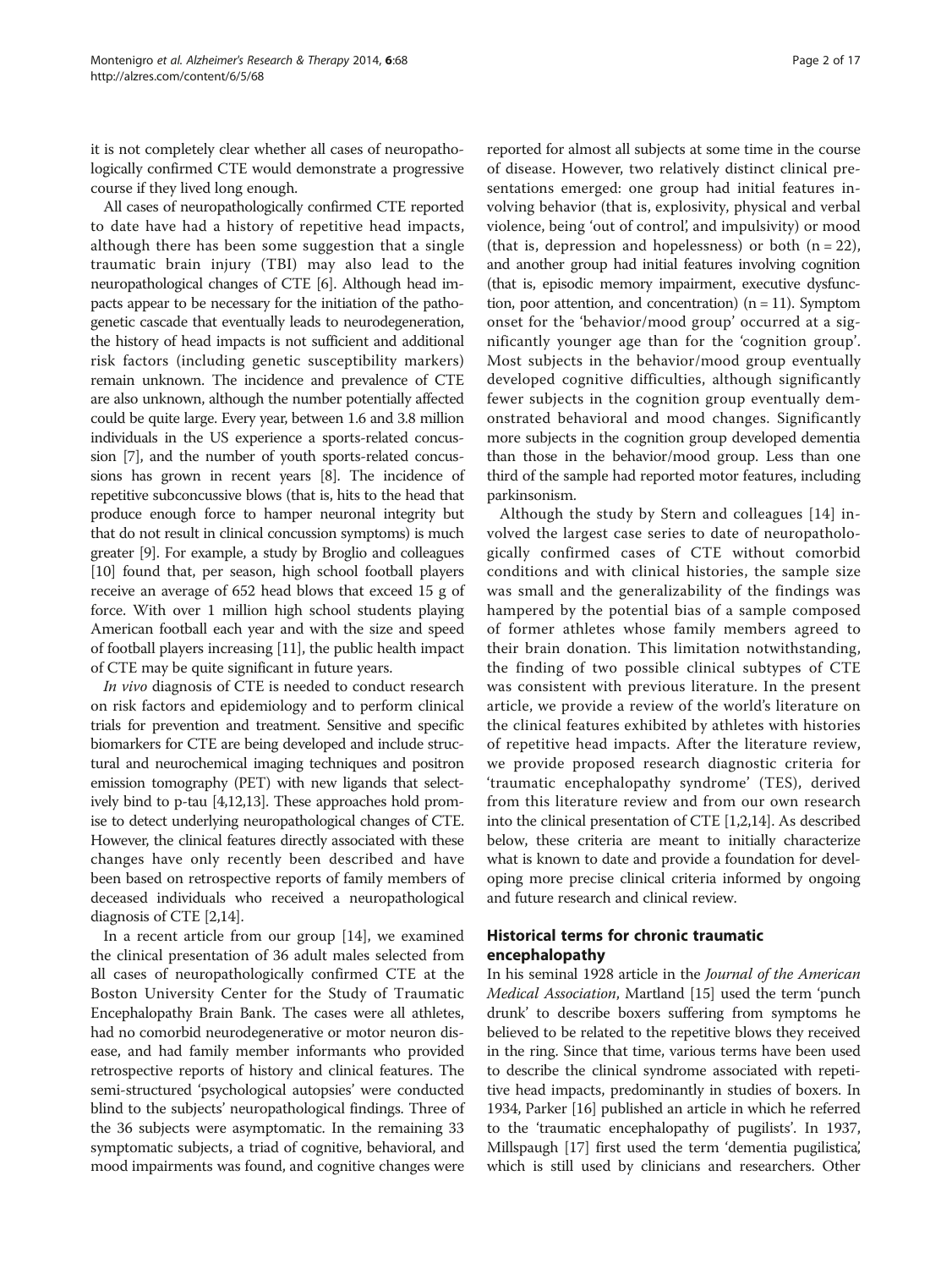it is not completely clear whether all cases of neuropathologically confirmed CTE would demonstrate a progressive course if they lived long enough.

All cases of neuropathologically confirmed CTE reported to date have had a history of repetitive head impacts, although there has been some suggestion that a single traumatic brain injury (TBI) may also lead to the neuropathological changes of CTE [6]. Although head impacts appear to be necessary for the initiation of the pathogenetic cascade that eventually leads to neurodegeneration, the history of head impacts is not sufficient and additional risk factors (including genetic susceptibility markers) remain unknown. The incidence and prevalence of CTE are also unknown, although the number potentially affected could be quite large. Every year, between 1.6 and 3.8 million individuals in the US experience a sports-related concussion [7], and the number of youth sports-related concussions has grown in recent years [8]. The incidence of repetitive subconcussive blows (that is, hits to the head that produce enough force to hamper neuronal integrity but that do not result in clinical concussion symptoms) is much greater [9]. For example, a study by Broglio and colleagues [10] found that, per season, high school football players receive an average of 652 head blows that exceed 15 g of force. With over 1 million high school students playing American football each year and with the size and speed of football players increasing [11], the public health impact of CTE may be quite significant in future years.

*In vivo* diagnosis of CTE is needed to conduct research on risk factors and epidemiology and to perform clinical trials for prevention and treatment. Sensitive and specific biomarkers for CTE are being developed and include structural and neurochemical imaging techniques and positron emission tomography (PET) with new ligands that selectively bind to p-tau [4,12,13]. These approaches hold promise to detect underlying neuropathological changes of CTE. However, the clinical features directly associated with these changes have only recently been described and have been based on retrospective reports of family members of deceased individuals who received a neuropathological diagnosis of CTE [2,14].

In a recent article from our group [14], we examined the clinical presentation of 36 adult males selected from all cases of neuropathologically confirmed CTE at the Boston University Center for the Study of Traumatic Encephalopathy Brain Bank. The cases were all athletes, had no comorbid neurodegenerative or motor neuron disease, and had family member informants who provided retrospective reports of history and clinical features. The semi-structured 'psychological autopsies' were conducted blind to the subjects' neuropathological findings. Three of the 36 subjects were asymptomatic. In the remaining 33 symptomatic subjects, a triad of cognitive, behavioral, and mood impairments was found, and cognitive changes were reported for almost all subjects at some time in the course of disease. However, two relatively distinct clinical presentations emerged: one group had initial features involving behavior (that is, explosivity, physical and verbal violence, being 'out of control', and impulsivity) or mood (that is, depression and hopelessness) or both (n = 22), and another group had initial features involving cognition (that is, episodic memory impairment, executive dysfunction, poor attention, and concentration) (n = 11). Symptom onset for the 'behavior/mood group' occurred at a significantly younger age than for the 'cognition group'. Most subjects in the behavior/mood group eventually developed cognitive difficulties, although significantly fewer subjects in the cognition group eventually demonstrated behavioral and mood changes. Significantly more subjects in the cognition group developed dementia than those in the behavior/mood group. Less than one third of the sample had reported motor features, including parkinsonism.

Although the study by Stern and colleagues [14] involved the largest case series to date of neuropathologically confirmed cases of CTE without comorbid conditions and with clinical histories, the sample size was small and the generalizability of the findings was hampered by the potential bias of a sample composed of former athletes whose family members agreed to their brain donation. This limitation notwithstanding, the finding of two possible clinical subtypes of CTE was consistent with previous literature. In the present article, we provide a review of the world's literature on the clinical features exhibited by athletes with histories of repetitive head impacts. After the literature review, we provide proposed research diagnostic criteria for 'traumatic encephalopathy syndrome' (TES), derived from this literature review and from our own research into the clinical presentation of CTE [1,2,14]. As described below, these criteria are meant to initially characterize what is known to date and provide a foundation for developing more precise clinical criteria informed by ongoing and future research and clinical review.

## Historical terms for chronic traumatic encephalopathy

In his seminal 1928 article in the *Journal of the American Medical Association*, Martland [15] used the term 'punch drunk' to describe boxers suffering from symptoms he believed to be related to the repetitive blows they received in the ring. Since that time, various terms have been used to describe the clinical syndrome associated with repetitive head impacts, predominantly in studies of boxers. In 1934, Parker [16] published an article in which he referred to the 'traumatic encephalopathy of pugilists'. In 1937, Millspaugh [17] first used the term 'dementia pugilistica', which is still used by clinicians and researchers. Other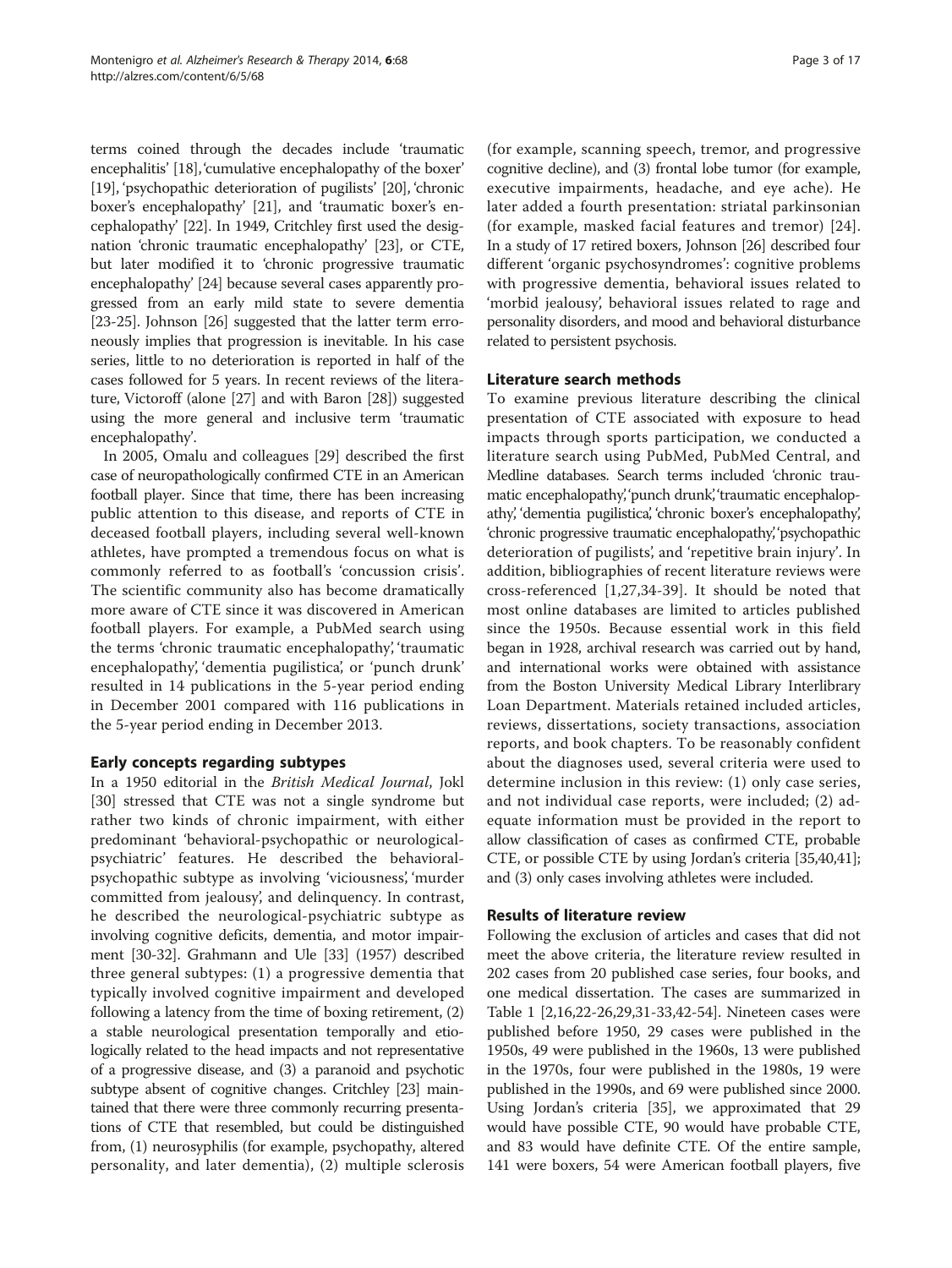terms coined through the decades include 'traumatic encephalitis' [18], 'cumulative encephalopathy of the boxer' [19], 'psychopathic deterioration of pugilists' [20], 'chronic boxer's encephalopathy' [21], and 'traumatic boxer's encephalopathy' [22]. In 1949, Critchley first used the designation 'chronic traumatic encephalopathy' [23], or CTE, but later modified it to 'chronic progressive traumatic encephalopathy' [24] because several cases apparently progressed from an early mild state to severe dementia [23-25]. Johnson [26] suggested that the latter term erroneously implies that progression is inevitable. In his case series, little to no deterioration is reported in half of the cases followed for 5 years. In recent reviews of the literature, Victoroff (alone [27] and with Baron [28]) suggested using the more general and inclusive term 'traumatic encephalopathy'.

In 2005, Omalu and colleagues [29] described the first case of neuropathologically confirmed CTE in an American football player. Since that time, there has been increasing public attention to this disease, and reports of CTE in deceased football players, including several well-known athletes, have prompted a tremendous focus on what is commonly referred to as football's 'concussion crisis'. The scientific community also has become dramatically more aware of CTE since it was discovered in American football players. For example, a PubMed search using the terms 'chronic traumatic encephalopathy', 'traumatic encephalopathy', 'dementia pugilistica', or 'punch drunk' resulted in 14 publications in the 5-year period ending in December 2001 compared with 116 publications in the 5-year period ending in December 2013.

## Early concepts regarding subtypes

In a 1950 editorial in the *British Medical Journal*, Jokl [30] stressed that CTE was not a single syndrome but rather two kinds of chronic impairment, with either predominant 'behavioral-psychopathic or neurological-psychiatric' features. He described the behavioral-psychopathic subtype as involving 'viciousness', 'murder committed from jealousy', and delinquency. In contrast, he described the neurological-psychiatric subtype as involving cognitive deficits, dementia, and motor impairment [30-32]. Grahmann and Ule [33] (1957) described three general subtypes: (1) a progressive dementia that typically involved cognitive impairment and developed following a latency from the time of boxing retirement, (2) a stable neurological presentation temporally and etiologically related to the head impacts and not representative of a progressive disease, and (3) a paranoid and psychotic subtype absent of cognitive changes. Critchley [23] maintained that there were three commonly recurring presentations of CTE that resembled, but could be distinguished from, (1) neurosyphilis (for example, psychopathy, altered personality, and later dementia), (2) multiple sclerosis (for example, scanning speech, tremor, and progressive cognitive decline), and (3) frontal lobe tumor (for example, executive impairments, headache, and eye ache). He later added a fourth presentation: striatal parkinsonian (for example, masked facial features and tremor) [24]. In a study of 17 retired boxers, Johnson [26] described four different 'organic psychosyndromes': cognitive problems with progressive dementia, behavioral issues related to 'morbid jealousy', behavioral issues related to rage and personality disorders, and mood and behavioral disturbance related to persistent psychosis.

## Literature search methods

To examine previous literature describing the clinical presentation of CTE associated with exposure to head impacts through sports participation, we conducted a literature search using PubMed, PubMed Central, and Medline databases. Search terms included 'chronic traumatic encephalopathy', 'punch drunk', 'traumatic encephalopathy', 'dementia pugilistica', 'chronic boxer's encephalopathy', 'chronic progressive traumatic encephalopathy', 'psychopathic deterioration of pugilists', and 'repetitive brain injury'. In addition, bibliographies of recent literature reviews were cross-referenced [1,27,34-39]. It should be noted that most online databases are limited to articles published since the 1950s. Because essential work in this field began in 1928, archival research was carried out by hand, and international works were obtained with assistance from the Boston University Medical Library Interlibrary Loan Department. Materials retained included articles, reviews, dissertations, society transactions, association reports, and book chapters. To be reasonably confident about the diagnoses used, several criteria were used to determine inclusion in this review: (1) only case series, and not individual case reports, were included; (2) adequate information must be provided in the report to allow classification of cases as confirmed CTE, probable CTE, or possible CTE by using Jordan's criteria [35,40,41]; and (3) only cases involving athletes were included.

## Results of literature review

Following the exclusion of articles and cases that did not meet the above criteria, the literature review resulted in 202 cases from 20 published case series, four books, and one medical dissertation. The cases are summarized in Table 1 [2,16,22-26,29,31-33,42-54]. Nineteen cases were published before 1950, 29 cases were published in the 1950s, 49 were published in the 1960s, 13 were published in the 1970s, four were published in the 1980s, 19 were published in the 1990s, and 69 were published since 2000. Using Jordan's criteria [35], we approximated that 29 would have possible CTE, 90 would have probable CTE, and 83 would have definite CTE. Of the entire sample, 141 were boxers, 54 were American football players, five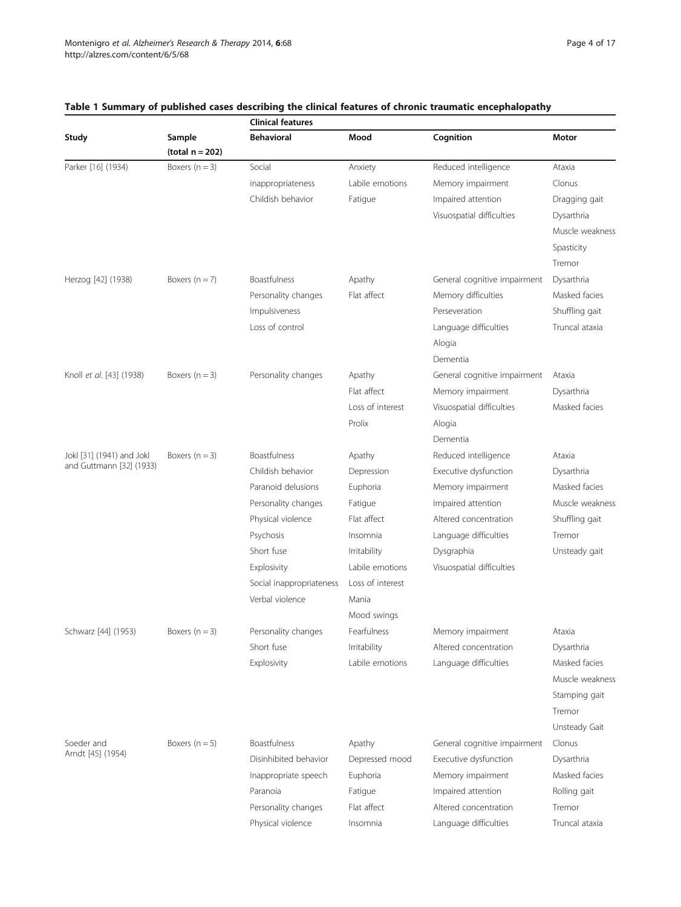**Table 1 Summary of published cases describing the clinical features of chronic traumatic encephalopathy**

| Study | Sample (total n = 202) | Clinical features | | | |
|---|---|---|---|---|---|
| | | Behavioral | Mood | Cognition | Motor |
| Parker [16] (1934) | Boxers (n = 3) | Social inappropriateness<br>Childish behavior | Anxiety<br>Labile emotions<br>Fatigue | Reduced intelligence<br>Memory impairment<br>Impaired attention<br>Visuospatial difficulties | Ataxia<br>Clonus<br>Dragging gait<br>Dysarthria<br>Muscle weakness<br>Spasticity<br>Tremor |
| Herzog [42] (1938) | Boxers (n = 7) | Boastfulness<br>Personality changes<br>Impulsiveness<br>Loss of control | Apathy<br>Flat affect | General cognitive impairment<br>Memory difficulties<br>Perseveration<br>Language difficulties<br>Alogia<br>Dementia | Dysarthria<br>Masked facies<br>Shuffling gait<br>Truncal ataxia |
| Knoll *et al.* [43] (1938) | Boxers (n = 3) | Personality changes | Apathy<br>Flat affect<br>Loss of interest<br>Prolix | General cognitive impairment<br>Memory impairment<br>Visuospatial difficulties<br>Alogia<br>Dementia | Ataxia<br>Dysarthria<br>Masked facies |
| Jokl [31] (1941) and Jokl and Guttmann [32] (1933) | Boxers (n = 3) | Boastfulness<br>Childish behavior<br>Paranoid delusions<br>Personality changes<br>Physical violence<br>Psychosis<br>Short fuse<br>Explosivity<br>Social inappropriateness<br>Verbal violence | Apathy<br>Depression<br>Euphoria<br>Fatigue<br>Flat affect<br>Insomnia<br>Irritability<br>Labile emotions<br>Loss of interest<br>Mania<br>Mood swings | Reduced intelligence<br>Executive dysfunction<br>Memory impairment<br>Impaired attention<br>Altered concentration<br>Language difficulties<br>Dysgraphia<br>Visuospatial difficulties | Ataxia<br>Dysarthria<br>Masked facies<br>Muscle weakness<br>Shuffling gait<br>Tremor<br>Unsteady gait |
| Schwarz [44] (1953) | Boxers (n = 3) | Personality changes<br>Short fuse<br>Explosivity | Fearfulness<br>Irritability<br>Labile emotions | Memory impairment<br>Altered concentration<br>Language difficulties | Ataxia<br>Dysarthria<br>Masked facies<br>Muscle weakness<br>Stamping gait<br>Tremor<br>Unsteady Gait |
| Soeder and Arndt [45] (1954) | Boxers (n = 5) | Boastfulness<br>Disinhibited behavior<br>Inappropriate speech<br>Paranoia<br>Personality changes<br>Physical violence | Apathy<br>Depressed mood<br>Euphoria<br>Fatigue<br>Flat affect<br>Insomnia | General cognitive impairment<br>Executive dysfunction<br>Memory impairment<br>Impaired attention<br>Altered concentration<br>Language difficulties | Clonus<br>Dysarthria<br>Masked facies<br>Rolling gait<br>Tremor<br>Truncal ataxia |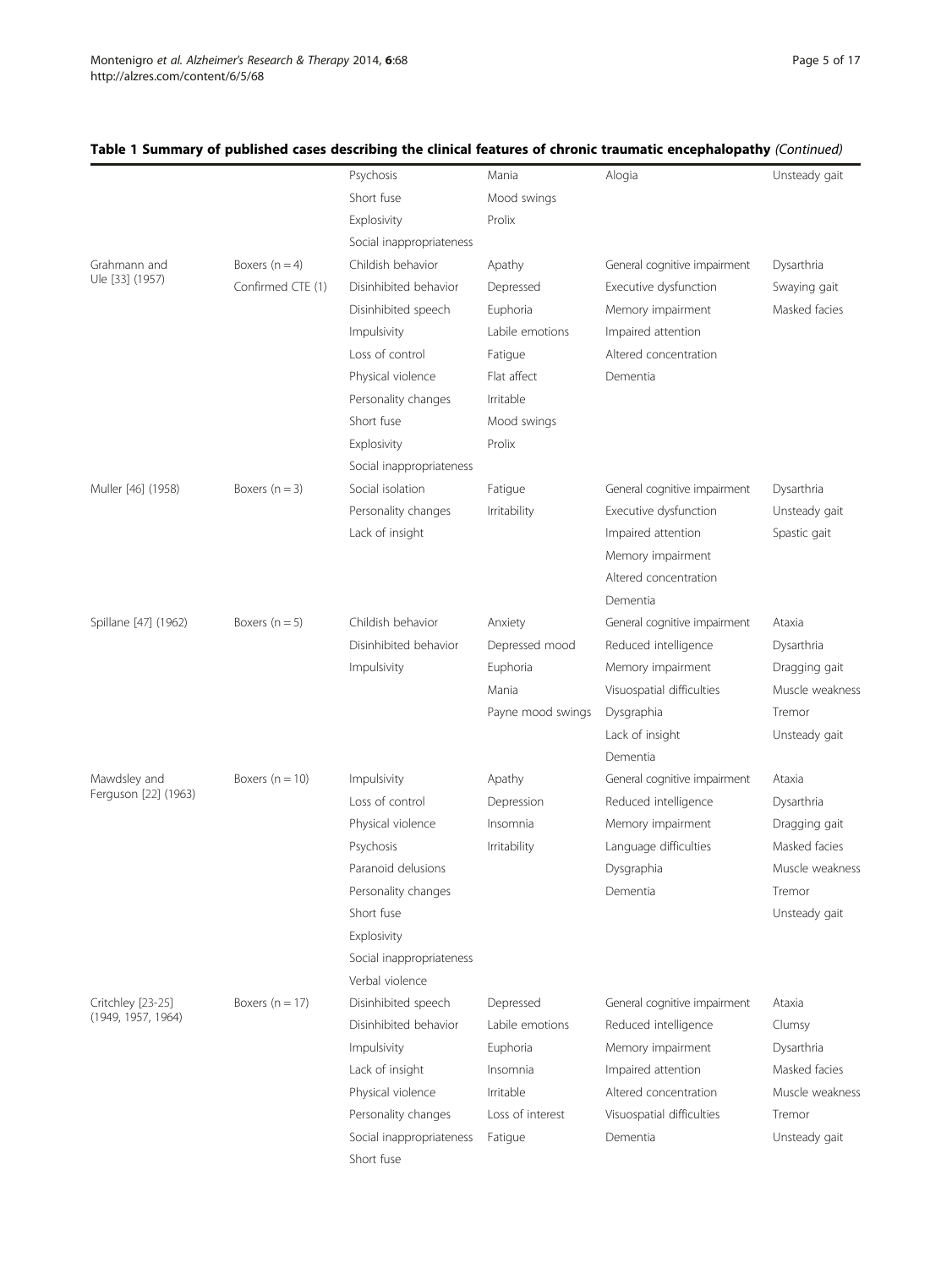**Table 1 Summary of published cases describing the clinical features of chronic traumatic encephalopathy** *(Continued)*

| | | | | | |
|---|---|---|---|---|---|
| | | Psychosis | Mania | Alogia | Unsteady gait |
| | | Short fuse | Mood swings | | |
| | | Explosivity | Prolix | | |
| | | Social inappropriateness | | | |
| Grahmann and Ule [33] (1957) | Boxers (n = 4) | Childish behavior | Apathy | General cognitive impairment | Dysarthria |
| | Confirmed CTE (1) | Disinhibited behavior | Depressed | Executive dysfunction | Swaying gait |
| | | Disinhibited speech | Euphoria | Memory impairment | Masked facies |
| | | Impulsivity | Labile emotions | Impaired attention | |
| | | Loss of control | Fatigue | Altered concentration | |
| | | Physical violence | Flat affect | Dementia | |
| | | Personality changes | Irritable | | |
| | | Short fuse | Mood swings | | |
| | | Explosivity | Prolix | | |
| | | Social inappropriateness | | | |
| Muller [46] (1958) | Boxers (n = 3) | Social isolation | Fatigue | General cognitive impairment | Dysarthria |
| | | Personality changes | Irritability | Executive dysfunction | Unsteady gait |
| | | Lack of insight | | Impaired attention | Spastic gait |
| | | | | Memory impairment | |
| | | | | Altered concentration | |
| | | | | Dementia | |
| Spillane [47] (1962) | Boxers (n = 5) | Childish behavior | Anxiety | General cognitive impairment | Ataxia |
| | | Disinhibited behavior | Depressed mood | Reduced intelligence | Dysarthria |
| | | Impulsivity | Euphoria | Memory impairment | Dragging gait |
| | | | Mania | Visuospatial difficulties | Muscle weakness |
| | | | Payne mood swings | Dysgraphia | Tremor |
| | | | | Lack of insight | Unsteady gait |
| | | | | Dementia | |
| Mawdsley and Ferguson [22] (1963) | Boxers (n = 10) | Impulsivity | Apathy | General cognitive impairment | Ataxia |
| | | Loss of control | Depression | Reduced intelligence | Dysarthria |
| | | Physical violence | Insomnia | Memory impairment | Dragging gait |
| | | Psychosis | Irritability | Language difficulties | Masked facies |
| | | Paranoid delusions | | Dysgraphia | Muscle weakness |
| | | Personality changes | | Dementia | Tremor |
| | | Short fuse | | | Unsteady gait |
| | | Explosivity | | | |
| | | Social inappropriateness | | | |
| | | Verbal violence | | | |
| Critchley [23-25] (1949, 1957, 1964) | Boxers (n = 17) | Disinhibited speech | Depressed | General cognitive impairment | Ataxia |
| | | Disinhibited behavior | Labile emotions | Reduced intelligence | Clumsy |
| | | Impulsivity | Euphoria | Memory impairment | Dysarthria |
| | | Lack of insight | Insomnia | Impaired attention | Masked facies |
| | | Physical violence | Irritable | Altered concentration | Muscle weakness |
| | | Personality changes | Loss of interest | Visuospatial difficulties | Tremor |
| | | Social inappropriateness | Fatigue | Dementia | Unsteady gait |
| | | Short fuse | | | |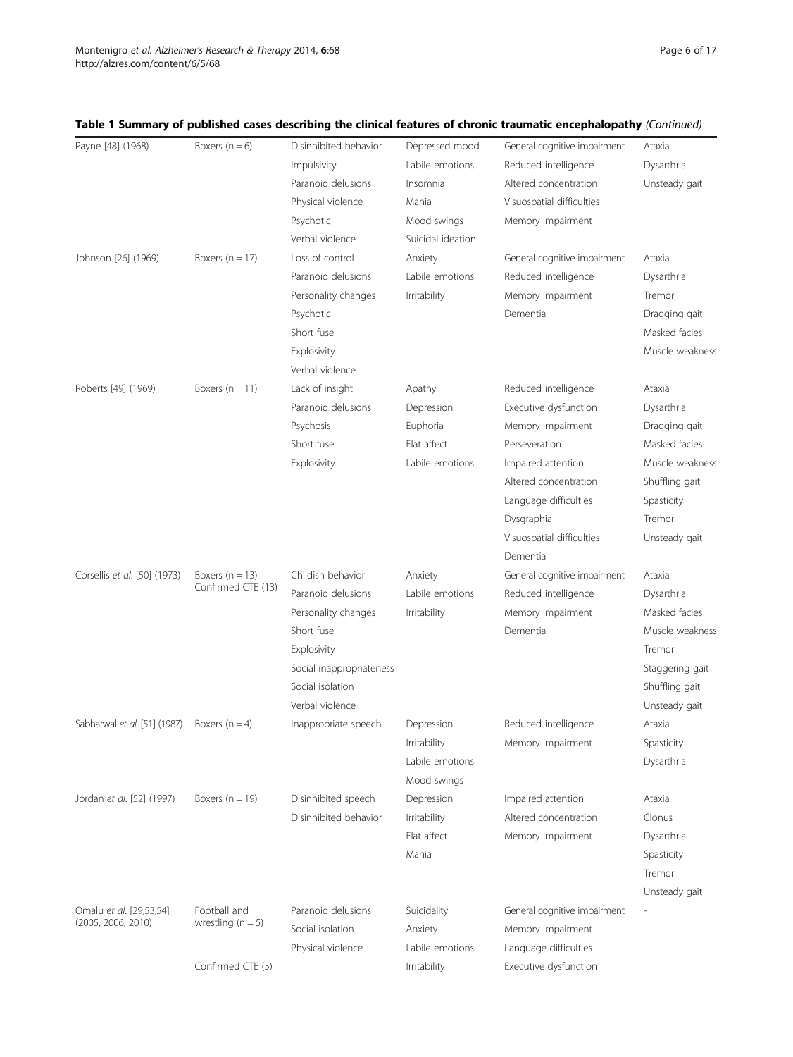**Table 1 Summary of published cases describing the clinical features of chronic traumatic encephalopathy** *(Continued)*

| | | | | | |
|---|---|---|---|---|---|
| Payne [48] (1968) | Boxers (n = 6) | Disinhibited behavior<br>Impulsivity<br>Paranoid delusions<br>Physical violence<br>Psychotic<br>Verbal violence | Depressed mood<br>Labile emotions<br>Insomnia<br>Mania<br>Mood swings<br>Suicidal ideation | General cognitive impairment<br>Reduced intelligence<br>Altered concentration<br>Visuospatial difficulties<br>Memory impairment | Ataxia<br>Dysarthria<br>Unsteady gait |
| Johnson [26] (1969) | Boxers (n = 17) | Loss of control<br>Paranoid delusions<br>Personality changes<br>Psychotic<br>Short fuse<br>Explosivity<br>Verbal violence | Anxiety<br>Labile emotions<br>Irritability | General cognitive impairment<br>Reduced intelligence<br>Memory impairment<br>Dementia | Ataxia<br>Dysarthria<br>Tremor<br>Dragging gait<br>Masked facies<br>Muscle weakness |
| Roberts [49] (1969) | Boxers (n = 11) | Lack of insight<br>Paranoid delusions<br>Psychosis<br>Short fuse<br>Explosivity | Apathy<br>Depression<br>Euphoria<br>Flat affect<br>Labile emotions | Reduced intelligence<br>Executive dysfunction<br>Memory impairment<br>Perseveration<br>Impaired attention<br>Altered concentration<br>Language difficulties<br>Dysgraphia<br>Visuospatial difficulties<br>Dementia | Ataxia<br>Dysarthria<br>Dragging gait<br>Masked facies<br>Muscle weakness<br>Shuffling gait<br>Spasticity<br>Tremor<br>Unsteady gait |
| Corsellis *et al.* [50] (1973) | Boxers (n = 13)<br>Confirmed CTE (13) | Childish behavior<br>Paranoid delusions<br>Personality changes<br>Short fuse<br>Explosivity<br>Social inappropriateness<br>Social isolation<br>Verbal violence | Anxiety<br>Labile emotions<br>Irritability | General cognitive impairment<br>Reduced intelligence<br>Memory impairment<br>Dementia | Ataxia<br>Dysarthria<br>Masked facies<br>Muscle weakness<br>Tremor<br>Staggering gait<br>Shuffling gait<br>Unsteady gait |
| Sabharwal *et al.* [51] (1987) | Boxers (n = 4) | Inappropriate speech | Depression<br>Irritability<br>Labile emotions<br>Mood swings | Reduced intelligence<br>Memory impairment | Ataxia<br>Spasticity<br>Dysarthria |
| Jordan *et al.* [52] (1997) | Boxers (n = 19) | Disinhibited speech<br>Disinhibited behavior | Depression<br>Irritability<br>Flat affect<br>Mania | Impaired attention<br>Altered concentration<br>Memory impairment | Ataxia<br>Clonus<br>Dysarthria<br>Spasticity<br>Tremor<br>Unsteady gait |
| Omalu *et al.* [29,53,54] (2005, 2006, 2010) | Football and wrestling (n = 5)<br>Confirmed CTE (5) | Paranoid delusions<br>Social isolation<br>Physical violence | Suicidality<br>Anxiety<br>Labile emotions<br>Irritability | General cognitive impairment<br>Memory impairment<br>Language difficulties<br>Executive dysfunction | - |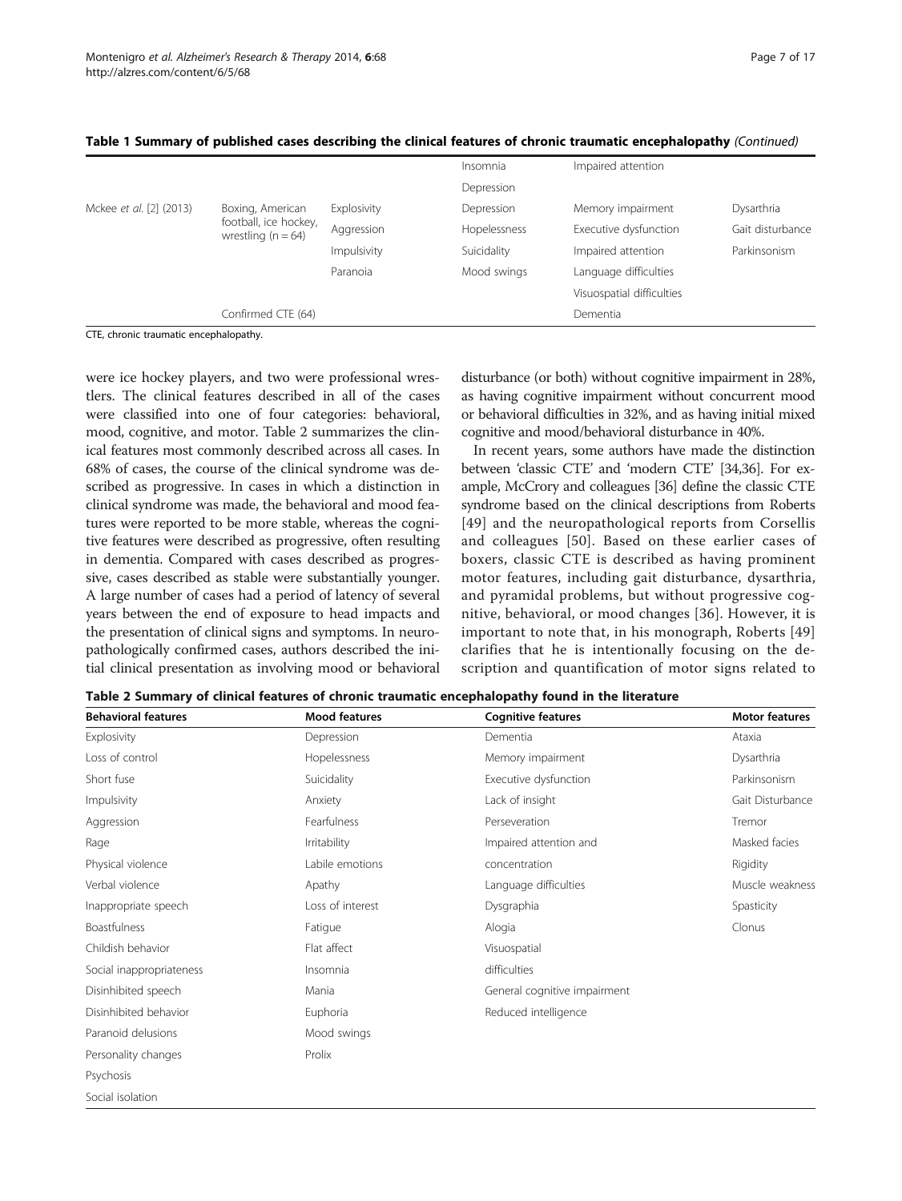**Table 1 Summary of published cases describing the clinical features of chronic traumatic encephalopathy** *(Continued)*

| | | | | | |
|---|---|---|---|---|---|
| | | | Insomnia | Impaired attention | |
| | | | Depression | | |
| Mckee *et al.* [2] (2013) | Boxing, American football, ice hockey, wrestling (n = 64) | Explosivity | Depression | Memory impairment | Dysarthria |
| | | Aggression | Hopelessness | Executive dysfunction | Gait disturbance |
| | | Impulsivity | Suicidality | Impaired attention | Parkinsonism |
| | | Paranoia | Mood swings | Language difficulties | |
| | | | | Visuospatial difficulties | |
| | Confirmed CTE (64) | | | Dementia | |

CTE, chronic traumatic encephalopathy.

were ice hockey players, and two were professional wrestlers. The clinical features described in all of the cases were classified into one of four categories: behavioral, mood, cognitive, and motor. Table 2 summarizes the clinical features most commonly described across all cases. In 68% of cases, the course of the clinical syndrome was described as progressive. In cases in which a distinction in clinical syndrome was made, the behavioral and mood features were reported to be more stable, whereas the cognitive features were described as progressive, often resulting in dementia. Compared with cases described as progressive, cases described as stable were substantially younger. A large number of cases had a period of latency of several years between the end of exposure to head impacts and the presentation of clinical signs and symptoms. In neuropathologically confirmed cases, authors described the initial clinical presentation as involving mood or behavioral disturbance (or both) without cognitive impairment in 28%, as having cognitive impairment without concurrent mood or behavioral difficulties in 32%, and as having initial mixed cognitive and mood/behavioral disturbance in 40%.

In recent years, some authors have made the distinction between 'classic CTE' and 'modern CTE' [34,36]. For example, McCrory and colleagues [36] define the classic CTE syndrome based on the clinical descriptions from Roberts [49] and the neuropathological reports from Corsellis and colleagues [50]. Based on these earlier cases of boxers, classic CTE is described as having prominent motor features, including gait disturbance, dysarthria, and pyramidal problems, but without progressive cognitive, behavioral, or mood changes [36]. However, it is important to note that, in his monograph, Roberts [49] clarifies that he is intentionally focusing on the description and quantification of motor signs related to

**Table 2 Summary of clinical features of chronic traumatic encephalopathy found in the literature**

| Behavioral features | Mood features | Cognitive features | Motor features |
|---|---|---|---|
| Explosivity | Depression | Dementia | Ataxia |
| Loss of control | Hopelessness | Memory impairment | Dysarthria |
| Short fuse | Suicidality | Executive dysfunction | Parkinsonism |
| Impulsivity | Anxiety | Lack of insight | Gait Disturbance |
| Aggression | Fearfulness | Perseveration | Tremor |
| Rage | Irritability | Impaired attention and concentration | Masked facies |
| Physical violence | Labile emotions | Language difficulties | Rigidity |
| Verbal violence | Apathy | Dysgraphia | Muscle weakness |
| Inappropriate speech | Loss of interest | Alogia | Spasticity |
| Boastfulness | Fatigue | Visuospatial difficulties | Clonus |
| Childish behavior | Flat affect | General cognitive impairment | |
| Social inappropriateness | Insomnia | Reduced intelligence | |
| Disinhibited speech | Mania | | |
| Disinhibited behavior | Euphoria | | |
| Paranoid delusions | Mood swings | | |
| Personality changes | Prolix | | |
| Psychosis | | | |
| Social isolation | | | |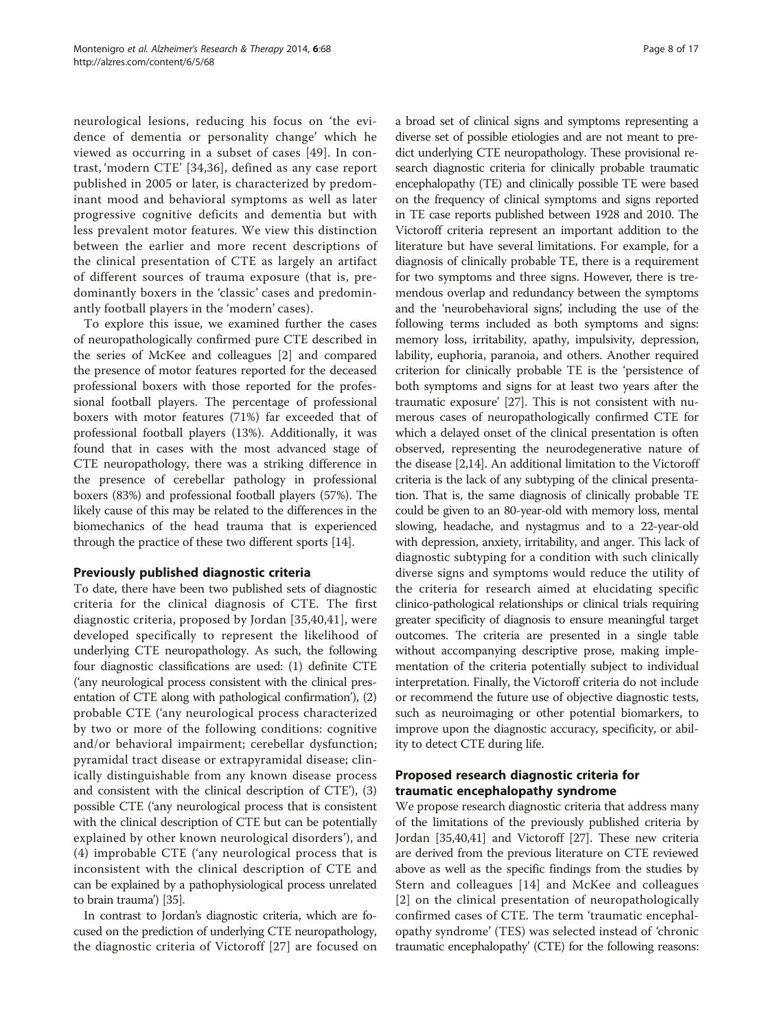neurological lesions, reducing his focus on 'the evidence of dementia or personality change' which he viewed as occurring in a subset of cases [49]. In contrast, 'modern CTE' [34,36], defined as any case report published in 2005 or later, is characterized by predominant mood and behavioral symptoms as well as later progressive cognitive deficits and dementia but with less prevalent motor features. We view this distinction between the earlier and more recent descriptions of the clinical presentation of CTE as largely an artifact of different sources of trauma exposure (that is, predominantly boxers in the 'classic' cases and predominantly football players in the 'modern' cases).

To explore this issue, we examined further the cases of neuropathologically confirmed pure CTE described in the series of McKee and colleagues [2] and compared the presence of motor features reported for the deceased professional boxers with those reported for the professional football players. The percentage of professional boxers with motor features (71%) far exceeded that of professional football players (13%). Additionally, it was found that in cases with the most advanced stage of CTE neuropathology, there was a striking difference in the presence of cerebellar pathology in professional boxers (83%) and professional football players (57%). The likely cause of this may be related to the differences in the biomechanics of the head trauma that is experienced through the practice of these two different sports [14].

### Previously published diagnostic criteria

To date, there have been two published sets of diagnostic criteria for the clinical diagnosis of CTE. The first diagnostic criteria, proposed by Jordan [35,40,41], were developed specifically to represent the likelihood of underlying CTE neuropathology. As such, the following four diagnostic classifications are used: (1) definite CTE ('any neurological process consistent with the clinical presentation of CTE along with pathological confirmation'), (2) probable CTE ('any neurological process characterized by two or more of the following conditions: cognitive and/or behavioral impairment; cerebellar dysfunction; pyramidal tract disease or extrapyramidal disease; clinically distinguishable from any known disease process and consistent with the clinical description of CTE'), (3) possible CTE ('any neurological process that is consistent with the clinical description of CTE but can be potentially explained by other known neurological disorders'), and (4) improbable CTE ('any neurological process that is inconsistent with the clinical description of CTE and can be explained by a pathophysiological process unrelated to brain trauma') [35].

In contrast to Jordan's diagnostic criteria, which are focused on the prediction of underlying CTE neuropathology, the diagnostic criteria of Victoroff [27] are focused on a broad set of clinical signs and symptoms representing a diverse set of possible etiologies and are not meant to predict underlying CTE neuropathology. These provisional research diagnostic criteria for clinically probable traumatic encephalopathy (TE) and clinically possible TE were based on the frequency of clinical symptoms and signs reported in TE case reports published between 1928 and 2010. The Victoroff criteria represent an important addition to the literature but have several limitations. For example, for a diagnosis of clinically probable TE, there is a requirement for two symptoms and three signs. However, there is tremendous overlap and redundancy between the symptoms and the 'neurobehavioral signs', including the use of the following terms included as both symptoms and signs: memory loss, irritability, apathy, impulsivity, depression, lability, euphoria, paranoia, and others. Another required criterion for clinically probable TE is the 'persistence of both symptoms and signs for at least two years after the traumatic exposure' [27]. This is not consistent with numerous cases of neuropathologically confirmed CTE for which a delayed onset of the clinical presentation is often observed, representing the neurodegenerative nature of the disease [2,14]. An additional limitation to the Victoroff criteria is the lack of any subtyping of the clinical presentation. That is, the same diagnosis of clinically probable TE could be given to an 80-year-old with memory loss, mental slowing, headache, and nystagmus and to a 22-year-old with depression, anxiety, irritability, and anger. This lack of diagnostic subtyping for a condition with such clinically diverse signs and symptoms would reduce the utility of the criteria for research aimed at elucidating specific clinico-pathological relationships or clinical trials requiring greater specificity of diagnosis to ensure meaningful target outcomes. The criteria are presented in a single table without accompanying descriptive prose, making implementation of the criteria potentially subject to individual interpretation. Finally, the Victoroff criteria do not include or recommend the future use of objective diagnostic tests, such as neuroimaging or other potential biomarkers, to improve upon the diagnostic accuracy, specificity, or ability to detect CTE during life.

## Proposed research diagnostic criteria for traumatic encephalopathy syndrome

We propose research diagnostic criteria that address many of the limitations of the previously published criteria by Jordan [35,40,41] and Victoroff [27]. These new criteria are derived from the previous literature on CTE reviewed above as well as the specific findings from the studies by Stern and colleagues [14] and McKee and colleagues [2] on the clinical presentation of neuropathologically confirmed cases of CTE. The term 'traumatic encephalopathy syndrome' (TES) was selected instead of 'chronic traumatic encephalopathy' (CTE) for the following reasons: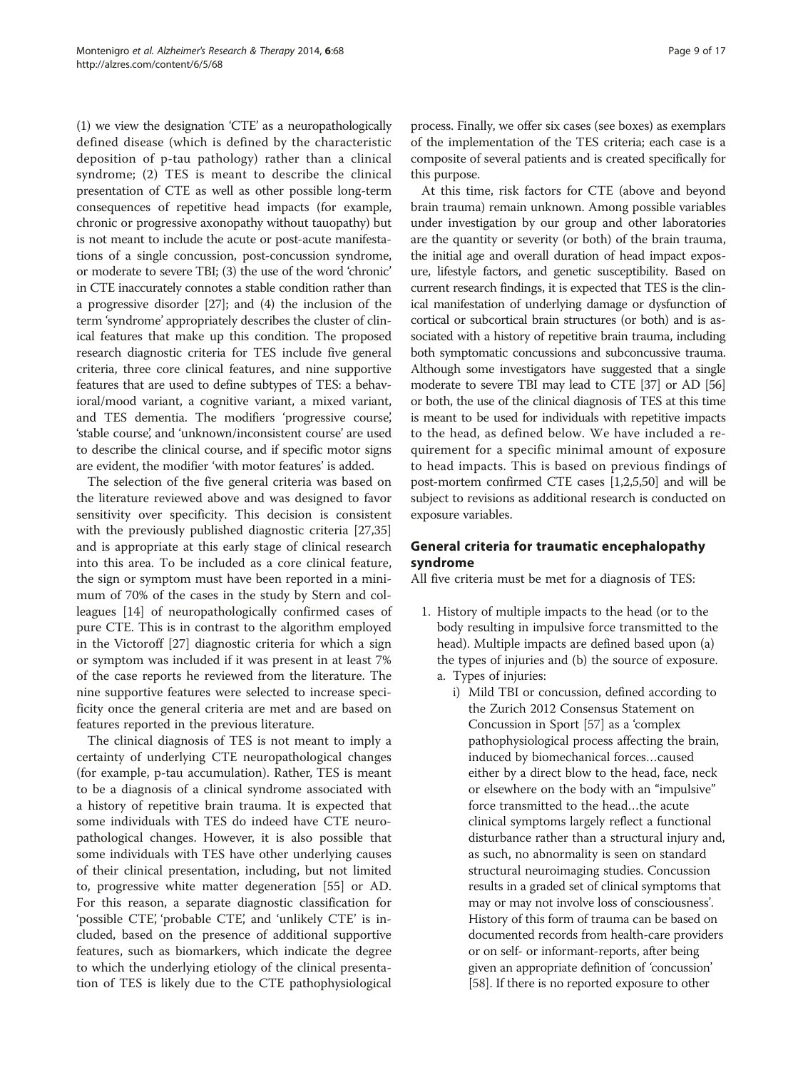(1) we view the designation 'CTE' as a neuropathologically defined disease (which is defined by the characteristic deposition of p-tau pathology) rather than a clinical syndrome; (2) TES is meant to describe the clinical presentation of CTE as well as other possible long-term consequences of repetitive head impacts (for example, chronic or progressive axonopathy without tauopathy) but is not meant to include the acute or post-acute manifestations of a single concussion, post-concussion syndrome, or moderate to severe TBI; (3) the use of the word 'chronic' in CTE inaccurately connotes a stable condition rather than a progressive disorder [27]; and (4) the inclusion of the term 'syndrome' appropriately describes the cluster of clinical features that make up this condition. The proposed research diagnostic criteria for TES include five general criteria, three core clinical features, and nine supportive features that are used to define subtypes of TES: a behavioral/mood variant, a cognitive variant, a mixed variant, and TES dementia. The modifiers 'progressive course', 'stable course', and 'unknown/inconsistent course' are used to describe the clinical course, and if specific motor signs are evident, the modifier 'with motor features' is added.

The selection of the five general criteria was based on the literature reviewed above and was designed to favor sensitivity over specificity. This decision is consistent with the previously published diagnostic criteria [27,35] and is appropriate at this early stage of clinical research into this area. To be included as a core clinical feature, the sign or symptom must have been reported in a minimum of 70% of the cases in the study by Stern and colleagues [14] of neuropathologically confirmed cases of pure CTE. This is in contrast to the algorithm employed in the Victoroff [27] diagnostic criteria for which a sign or symptom was included if it was present in at least 7% of the case reports he reviewed from the literature. The nine supportive features were selected to increase specificity once the general criteria are met and are based on features reported in the previous literature.

The clinical diagnosis of TES is not meant to imply a certainty of underlying CTE neuropathological changes (for example, p-tau accumulation). Rather, TES is meant to be a diagnosis of a clinical syndrome associated with a history of repetitive brain trauma. It is expected that some individuals with TES do indeed have CTE neuropathological changes. However, it is also possible that some individuals with TES have other underlying causes of their clinical presentation, including, but not limited to, progressive white matter degeneration [55] or AD. For this reason, a separate diagnostic classification for 'possible CTE', 'probable CTE', and 'unlikely CTE' is included, based on the presence of additional supportive features, such as biomarkers, which indicate the degree to which the underlying etiology of the clinical presentation of TES is likely due to the CTE pathophysiological process. Finally, we offer six cases (see boxes) as exemplars of the implementation of the TES criteria; each case is a composite of several patients and is created specifically for this purpose.

At this time, risk factors for CTE (above and beyond brain trauma) remain unknown. Among possible variables under investigation by our group and other laboratories are the quantity or severity (or both) of the brain trauma, the initial age and overall duration of head impact exposure, lifestyle factors, and genetic susceptibility. Based on current research findings, it is expected that TES is the clinical manifestation of underlying damage or dysfunction of cortical or subcortical brain structures (or both) and is associated with a history of repetitive brain trauma, including both symptomatic concussions and subconcussive trauma. Although some investigators have suggested that a single moderate to severe TBI may lead to CTE [37] or AD [56] or both, the use of the clinical diagnosis of TES at this time is meant to be used for individuals with repetitive impacts to the head, as defined below. We have included a requirement for a specific minimal amount of exposure to head impacts. This is based on previous findings of post-mortem confirmed CTE cases [1,2,5,50] and will be subject to revisions as additional research is conducted on exposure variables.

## General criteria for traumatic encephalopathy syndrome

All five criteria must be met for a diagnosis of TES:

1. History of multiple impacts to the head (or to the body resulting in impulsive force transmitted to the head). Multiple impacts are defined based upon (a) the types of injuries and (b) the source of exposure.
   a. Types of injuries:
      i) Mild TBI or concussion, defined according to the Zurich 2012 Consensus Statement on Concussion in Sport [57] as a 'complex pathophysiological process affecting the brain, induced by biomechanical forces…caused either by a direct blow to the head, face, neck or elsewhere on the body with an "impulsive" force transmitted to the head…the acute clinical symptoms largely reflect a functional disturbance rather than a structural injury and, as such, no abnormality is seen on standard structural neuroimaging studies. Concussion results in a graded set of clinical symptoms that may or may not involve loss of consciousness'. History of this form of trauma can be based on documented records from health-care providers or on self- or informant-reports, after being given an appropriate definition of 'concussion' [58]. If there is no reported exposure to other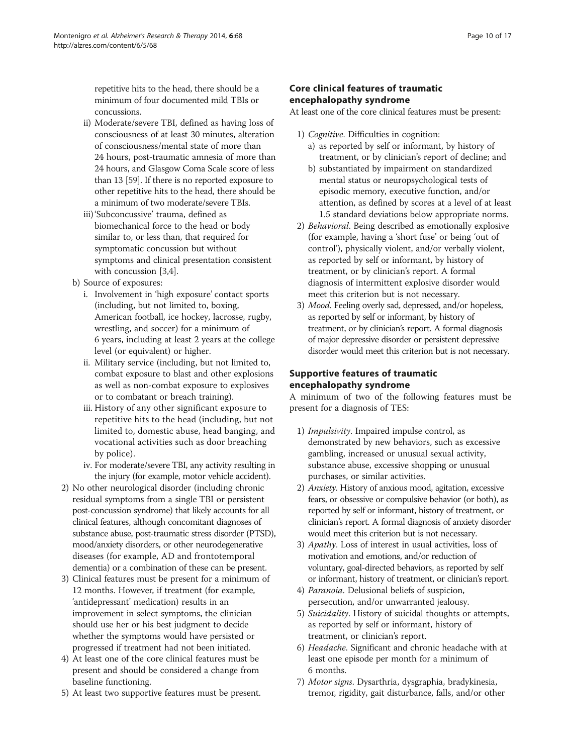repetitive hits to the head, there should be a minimum of four documented mild TBIs or concussions.

   ii) Moderate/severe TBI, defined as having loss of consciousness of at least 30 minutes, alteration of consciousness/mental state of more than 24 hours, post-traumatic amnesia of more than 24 hours, and Glasgow Coma Scale score of less than 13 [59]. If there is no reported exposure to other repetitive hits to the head, there should be a minimum of two moderate/severe TBIs.
   iii) 'Subconcussive' trauma, defined as biomechanical force to the head or body similar to, or less than, that required for symptomatic concussion but without symptoms and clinical presentation consistent with concussion [3,4].

   b) Source of exposures:
      i. Involvement in 'high exposure' contact sports (including, but not limited to, boxing, American football, ice hockey, lacrosse, rugby, wrestling, and soccer) for a minimum of 6 years, including at least 2 years at the college level (or equivalent) or higher.
      ii. Military service (including, but not limited to, combat exposure to blast and other explosions as well as non-combat exposure to explosives or to combatant or breach training).
      iii. History of any other significant exposure to repetitive hits to the head (including, but not limited to, domestic abuse, head banging, and vocational activities such as door breaching by police).
      iv. For moderate/severe TBI, any activity resulting in the injury (for example, motor vehicle accident).

2) No other neurological disorder (including chronic residual symptoms from a single TBI or persistent post-concussion syndrome) that likely accounts for all clinical features, although concomitant diagnoses of substance abuse, post-traumatic stress disorder (PTSD), mood/anxiety disorders, or other neurodegenerative diseases (for example, AD and frontotemporal dementia) or a combination of these can be present.
3) Clinical features must be present for a minimum of 12 months. However, if treatment (for example, 'antidepressant' medication) results in an improvement in select symptoms, the clinician should use her or his best judgment to decide whether the symptoms would have persisted or progressed if treatment had not been initiated.
4) At least one of the core clinical features must be present and should be considered a change from baseline functioning.
5) At least two supportive features must be present.

## Core clinical features of traumatic encephalopathy syndrome

At least one of the core clinical features must be present:

1) *Cognitive*. Difficulties in cognition:
   a) as reported by self or informant, by history of treatment, or by clinician's report of decline; and
   b) substantiated by impairment on standardized mental status or neuropsychological tests of episodic memory, executive function, and/or attention, as defined by scores at a level of at least 1.5 standard deviations below appropriate norms.
2) *Behavioral*. Being described as emotionally explosive (for example, having a 'short fuse' or being 'out of control'), physically violent, and/or verbally violent, as reported by self or informant, by history of treatment, or by clinician's report. A formal diagnosis of intermittent explosive disorder would meet this criterion but is not necessary.
3) *Mood*. Feeling overly sad, depressed, and/or hopeless, as reported by self or informant, by history of treatment, or by clinician's report. A formal diagnosis of major depressive disorder or persistent depressive disorder would meet this criterion but is not necessary.

## Supportive features of traumatic encephalopathy syndrome

A minimum of two of the following features must be present for a diagnosis of TES:

1) *Impulsivity*. Impaired impulse control, as demonstrated by new behaviors, such as excessive gambling, increased or unusual sexual activity, substance abuse, excessive shopping or unusual purchases, or similar activities.
2) *Anxiety*. History of anxious mood, agitation, excessive fears, or obsessive or compulsive behavior (or both), as reported by self or informant, history of treatment, or clinician's report. A formal diagnosis of anxiety disorder would meet this criterion but is not necessary.
3) *Apathy*. Loss of interest in usual activities, loss of motivation and emotions, and/or reduction of voluntary, goal-directed behaviors, as reported by self or informant, history of treatment, or clinician's report.
4) *Paranoia*. Delusional beliefs of suspicion, persecution, and/or unwarranted jealousy.
5) *Suicidality*. History of suicidal thoughts or attempts, as reported by self or informant, history of treatment, or clinician's report.
6) *Headache*. Significant and chronic headache with at least one episode per month for a minimum of 6 months.
7) *Motor signs*. Dysarthria, dysgraphia, bradykinesia, tremor, rigidity, gait disturbance, falls, and/or other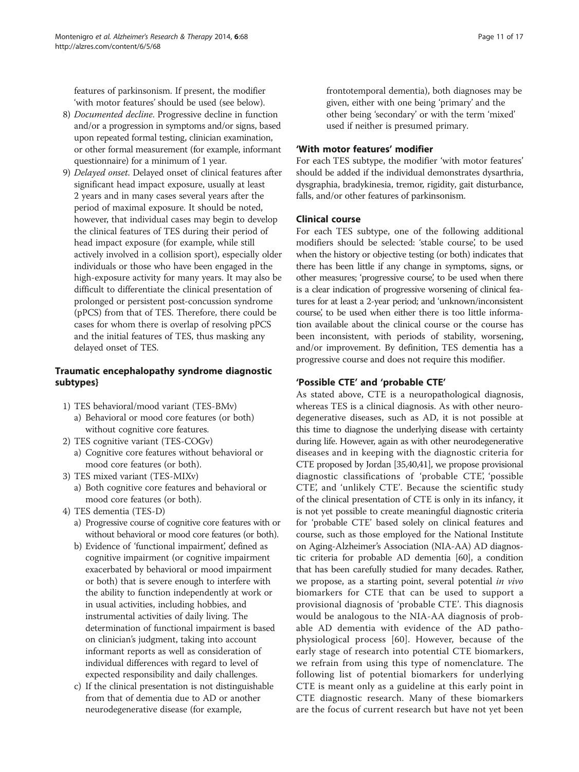features of parkinsonism. If present, the modifier 'with motor features' should be used (see below).

8) *Documented decline*. Progressive decline in function and/or a progression in symptoms and/or signs, based upon repeated formal testing, clinician examination, or other formal measurement (for example, informant questionnaire) for a minimum of 1 year.
9) *Delayed onset*. Delayed onset of clinical features after significant head impact exposure, usually at least 2 years and in many cases several years after the period of maximal exposure. It should be noted, however, that individual cases may begin to develop the clinical features of TES during their period of head impact exposure (for example, while still actively involved in a collision sport), especially older individuals or those who have been engaged in the high-exposure activity for many years. It may also be difficult to differentiate the clinical presentation of prolonged or persistent post-concussion syndrome (pPCS) from that of TES. Therefore, there could be cases for whom there is overlap of resolving pPCS and the initial features of TES, thus masking any delayed onset of TES.

### Traumatic encephalopathy syndrome diagnostic subtypes}

1) TES behavioral/mood variant (TES-BMv)
   a) Behavioral or mood core features (or both) without cognitive core features.
2) TES cognitive variant (TES-COGv)
   a) Cognitive core features without behavioral or mood core features (or both).
3) TES mixed variant (TES-MIXv)
   a) Both cognitive core features and behavioral or mood core features (or both).
4) TES dementia (TES-D)
   a) Progressive course of cognitive core features with or without behavioral or mood core features (or both).
   b) Evidence of 'functional impairment', defined as cognitive impairment (or cognitive impairment exacerbated by behavioral or mood impairment or both) that is severe enough to interfere with the ability to function independently at work or in usual activities, including hobbies, and instrumental activities of daily living. The determination of functional impairment is based on clinician's judgment, taking into account informant reports as well as consideration of individual differences with regard to level of expected responsibility and daily challenges.
   c) If the clinical presentation is not distinguishable from that of dementia due to AD or another neurodegenerative disease (for example, frontotemporal dementia), both diagnoses may be given, either with one being 'primary' and the other being 'secondary' or with the term 'mixed' used if neither is presumed primary.

### 'With motor features' modifier

For each TES subtype, the modifier 'with motor features' should be added if the individual demonstrates dysarthria, dysgraphia, bradykinesia, tremor, rigidity, gait disturbance, falls, and/or other features of parkinsonism.

### Clinical course

For each TES subtype, one of the following additional modifiers should be selected: 'stable course', to be used when the history or objective testing (or both) indicates that there has been little if any change in symptoms, signs, or other measures; 'progressive course', to be used when there is a clear indication of progressive worsening of clinical features for at least a 2-year period; and 'unknown/inconsistent course', to be used when either there is too little information available about the clinical course or the course has been inconsistent, with periods of stability, worsening, and/or improvement. By definition, TES dementia has a progressive course and does not require this modifier.

### 'Possible CTE' and 'probable CTE'

As stated above, CTE is a neuropathological diagnosis, whereas TES is a clinical diagnosis. As with other neurodegenerative diseases, such as AD, it is not possible at this time to diagnose the underlying disease with certainty during life. However, again as with other neurodegenerative diseases and in keeping with the diagnostic criteria for CTE proposed by Jordan [35,40,41], we propose provisional diagnostic classifications of 'probable CTE', 'possible CTE', and 'unlikely CTE'. Because the scientific study of the clinical presentation of CTE is only in its infancy, it is not yet possible to create meaningful diagnostic criteria for 'probable CTE' based solely on clinical features and course, such as those employed for the National Institute on Aging-Alzheimer's Association (NIA-AA) AD diagnostic criteria for probable AD dementia [60], a condition that has been carefully studied for many decades. Rather, we propose, as a starting point, several potential *in vivo* biomarkers for CTE that can be used to support a provisional diagnosis of 'probable CTE'. This diagnosis would be analogous to the NIA-AA diagnosis of probable AD dementia with evidence of the AD pathophysiological process [60]. However, because of the early stage of research into potential CTE biomarkers, we refrain from using this type of nomenclature. The following list of potential biomarkers for underlying CTE is meant only as a guideline at this early point in CTE diagnostic research. Many of these biomarkers are the focus of current research but have not yet been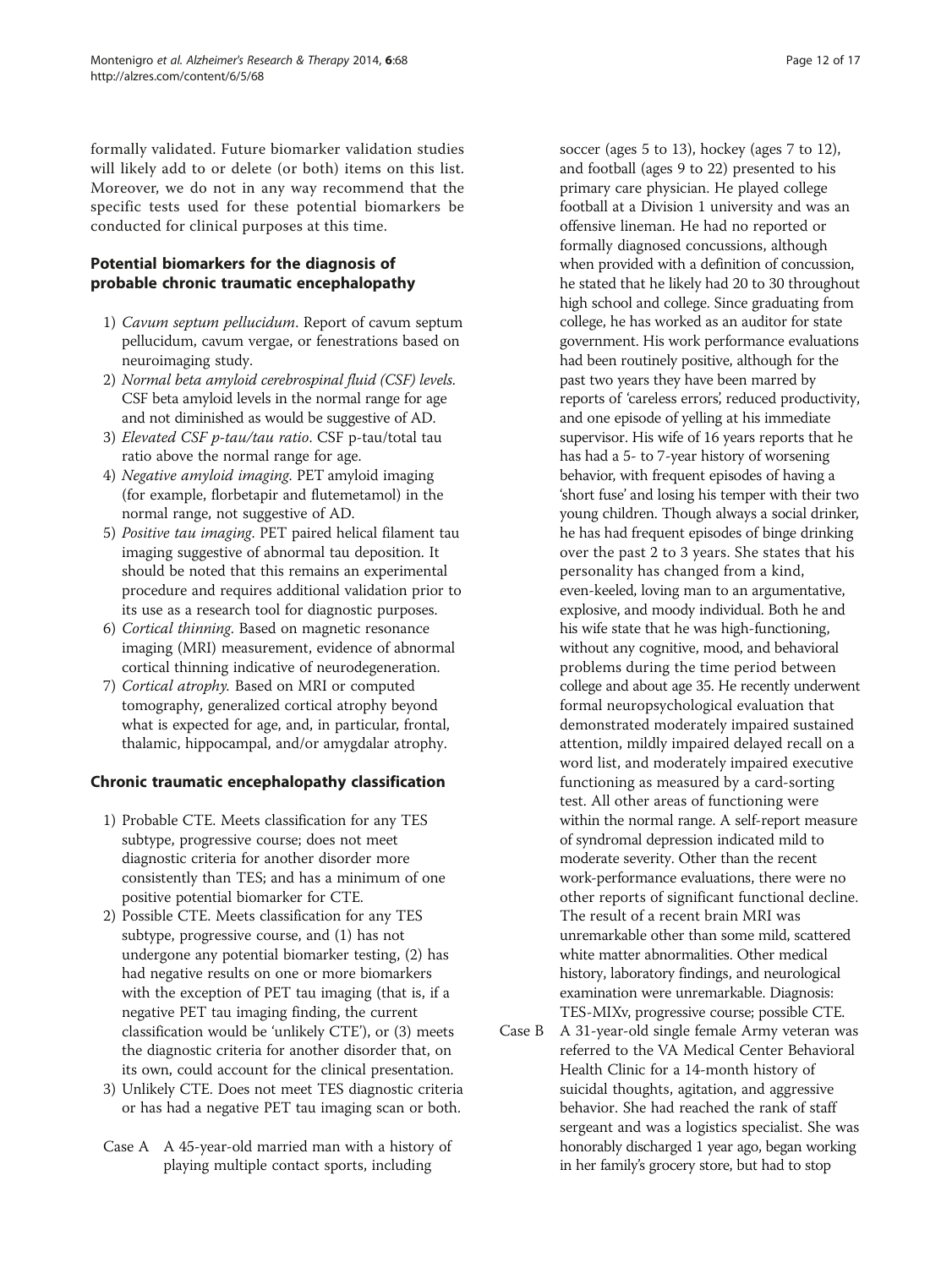formally validated. Future biomarker validation studies will likely add to or delete (or both) items on this list. Moreover, we do not in any way recommend that the specific tests used for these potential biomarkers be conducted for clinical purposes at this time.

### Potential biomarkers for the diagnosis of probable chronic traumatic encephalopathy

1) *Cavum septum pellucidum*. Report of cavum septum pellucidum, cavum vergae, or fenestrations based on neuroimaging study.
2) *Normal beta amyloid cerebrospinal fluid (CSF) levels*. CSF beta amyloid levels in the normal range for age and not diminished as would be suggestive of AD.
3) *Elevated CSF p-tau/tau ratio*. CSF p-tau/total tau ratio above the normal range for age.
4) *Negative amyloid imaging*. PET amyloid imaging (for example, florbetapir and flutemetamol) in the normal range, not suggestive of AD.
5) *Positive tau imaging*. PET paired helical filament tau imaging suggestive of abnormal tau deposition. It should be noted that this remains an experimental procedure and requires additional validation prior to its use as a research tool for diagnostic purposes.
6) *Cortical thinning*. Based on magnetic resonance imaging (MRI) measurement, evidence of abnormal cortical thinning indicative of neurodegeneration.
7) *Cortical atrophy*. Based on MRI or computed tomography, generalized cortical atrophy beyond what is expected for age, and, in particular, frontal, thalamic, hippocampal, and/or amygdalar atrophy.

### Chronic traumatic encephalopathy classification

1) Probable CTE. Meets classification for any TES subtype, progressive course; does not meet diagnostic criteria for another disorder more consistently than TES; and has a minimum of one positive potential biomarker for CTE.
2) Possible CTE. Meets classification for any TES subtype, progressive course, and (1) has not undergone any potential biomarker testing, (2) has had negative results on one or more biomarkers with the exception of PET tau imaging (that is, if a negative PET tau imaging finding, the current classification would be 'unlikely CTE'), or (3) meets the diagnostic criteria for another disorder that, on its own, could account for the clinical presentation.
3) Unlikely CTE. Does not meet TES diagnostic criteria or has had a negative PET tau imaging scan or both.

Case A A 45-year-old married man with a history of playing multiple contact sports, including soccer (ages 5 to 13), hockey (ages 7 to 12), and football (ages 9 to 22) presented to his primary care physician. He played college football at a Division 1 university and was an offensive lineman. He had no reported or formally diagnosed concussions, although when provided with a definition of concussion, he stated that he likely had 20 to 30 throughout high school and college. Since graduating from college, he has worked as an auditor for state government. His work performance evaluations had been routinely positive, although for the past two years they have been marred by reports of 'careless errors', reduced productivity, and one episode of yelling at his immediate supervisor. His wife of 16 years reports that he has had a 5- to 7-year history of worsening behavior, with frequent episodes of having a 'short fuse' and losing his temper with their two young children. Though always a social drinker, he has had frequent episodes of binge drinking over the past 2 to 3 years. She states that his personality has changed from a kind, even-keeled, loving man to an argumentative, explosive, and moody individual. Both he and his wife state that he was high-functioning, without any cognitive, mood, and behavioral problems during the time period between college and about age 35. He recently underwent formal neuropsychological evaluation that demonstrated moderately impaired sustained attention, mildly impaired delayed recall on a word list, and moderately impaired executive functioning as measured by a card-sorting test. All other areas of functioning were within the normal range. A self-report measure of syndromal depression indicated mild to moderate severity. Other than the recent work-performance evaluations, there were no other reports of significant functional decline. The result of a recent brain MRI was unremarkable other than some mild, scattered white matter abnormalities. Other medical history, laboratory findings, and neurological examination were unremarkable. Diagnosis: TES-MIXv, progressive course; possible CTE.

Case B A 31-year-old single female Army veteran was referred to the VA Medical Center Behavioral Health Clinic for a 14-month history of suicidal thoughts, agitation, and aggressive behavior. She had reached the rank of staff sergeant and was a logistics specialist. She was honorably discharged 1 year ago, began working in her family's grocery store, but had to stop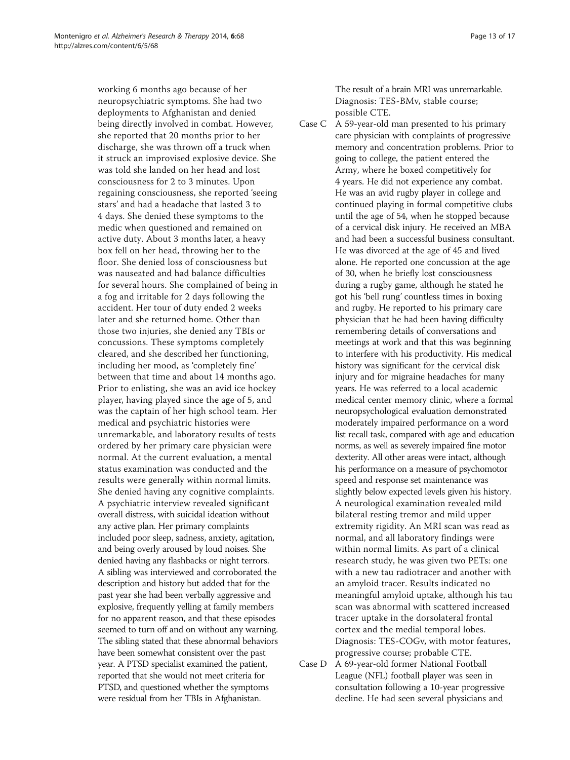working 6 months ago because of her neuropsychiatric symptoms. She had two deployments to Afghanistan and denied being directly involved in combat. However, she reported that 20 months prior to her discharge, she was thrown off a truck when it struck an improvised explosive device. She was told she landed on her head and lost consciousness for 2 to 3 minutes. Upon regaining consciousness, she reported 'seeing stars' and had a headache that lasted 3 to 4 days. She denied these symptoms to the medic when questioned and remained on active duty. About 3 months later, a heavy box fell on her head, throwing her to the floor. She denied loss of consciousness but was nauseated and had balance difficulties for several hours. She complained of being in a fog and irritable for 2 days following the accident. Her tour of duty ended 2 weeks later and she returned home. Other than those two injuries, she denied any TBIs or concussions. These symptoms completely cleared, and she described her functioning, including her mood, as 'completely fine' between that time and about 14 months ago. Prior to enlisting, she was an avid ice hockey player, having played since the age of 5, and was the captain of her high school team. Her medical and psychiatric histories were unremarkable, and laboratory results of tests ordered by her primary care physician were normal. At the current evaluation, a mental status examination was conducted and the results were generally within normal limits. She denied having any cognitive complaints. A psychiatric interview revealed significant overall distress, with suicidal ideation without any active plan. Her primary complaints included poor sleep, sadness, anxiety, agitation, and being overly aroused by loud noises. She denied having any flashbacks or night terrors. A sibling was interviewed and corroborated the description and history but added that for the past year she had been verbally aggressive and explosive, frequently yelling at family members for no apparent reason, and that these episodes seemed to turn off and on without any warning. The sibling stated that these abnormal behaviors have been somewhat consistent over the past year. A PTSD specialist examined the patient, reported that she would not meet criteria for PTSD, and questioned whether the symptoms were residual from her TBIs in Afghanistan.

The result of a brain MRI was unremarkable. Diagnosis: TES-BMv, stable course; possible CTE.

Case C A 59-year-old man presented to his primary care physician with complaints of progressive memory and concentration problems. Prior to going to college, the patient entered the Army, where he boxed competitively for 4 years. He did not experience any combat. He was an avid rugby player in college and continued playing in formal competitive clubs until the age of 54, when he stopped because of a cervical disk injury. He received an MBA and had been a successful business consultant. He was divorced at the age of 45 and lived alone. He reported one concussion at the age of 30, when he briefly lost consciousness during a rugby game, although he stated he got his 'bell rung' countless times in boxing and rugby. He reported to his primary care physician that he had been having difficulty remembering details of conversations and meetings at work and that this was beginning to interfere with his productivity. His medical history was significant for the cervical disk injury and for migraine headaches for many years. He was referred to a local academic medical center memory clinic, where a formal neuropsychological evaluation demonstrated moderately impaired performance on a word list recall task, compared with age and education norms, as well as severely impaired fine motor dexterity. All other areas were intact, although his performance on a measure of psychomotor speed and response set maintenance was slightly below expected levels given his history. A neurological examination revealed mild bilateral resting tremor and mild upper extremity rigidity. An MRI scan was read as normal, and all laboratory findings were within normal limits. As part of a clinical research study, he was given two PETs: one with a new tau radiotracer and another with an amyloid tracer. Results indicated no meaningful amyloid uptake, although his tau scan was abnormal with scattered increased tracer uptake in the dorsolateral frontal cortex and the medial temporal lobes. Diagnosis: TES-COGv, with motor features, progressive course; probable CTE.

Case D A 69-year-old former National Football League (NFL) football player was seen in consultation following a 10-year progressive decline. He had seen several physicians and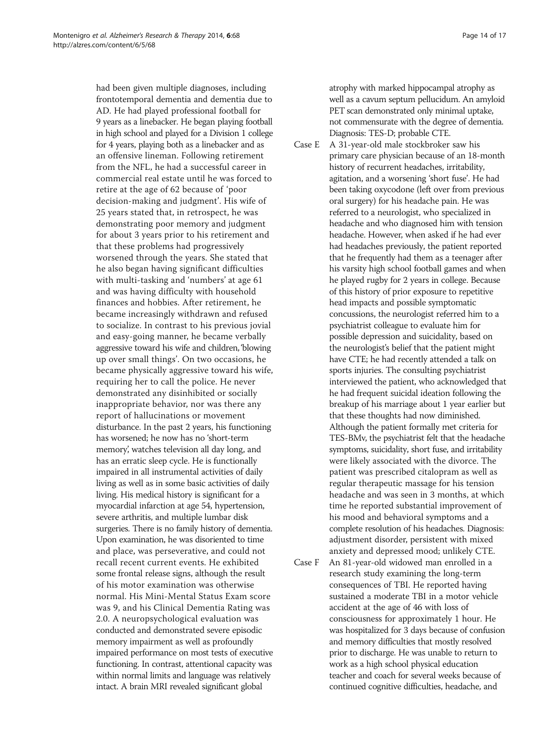had been given multiple diagnoses, including frontotemporal dementia and dementia due to AD. He had played professional football for 9 years as a linebacker. He began playing football in high school and played for a Division 1 college for 4 years, playing both as a linebacker and as an offensive lineman. Following retirement from the NFL, he had a successful career in commercial real estate until he was forced to retire at the age of 62 because of 'poor decision-making and judgment'. His wife of 25 years stated that, in retrospect, he was demonstrating poor memory and judgment for about 3 years prior to his retirement and that these problems had progressively worsened through the years. She stated that he also began having significant difficulties with multi-tasking and 'numbers' at age 61 and was having difficulty with household finances and hobbies. After retirement, he became increasingly withdrawn and refused to socialize. In contrast to his previous jovial and easy-going manner, he became verbally aggressive toward his wife and children, 'blowing up over small things'. On two occasions, he became physically aggressive toward his wife, requiring her to call the police. He never demonstrated any disinhibited or socially inappropriate behavior, nor was there any report of hallucinations or movement disturbance. In the past 2 years, his functioning has worsened; he now has no 'short-term memory', watches television all day long, and has an erratic sleep cycle. He is functionally impaired in all instrumental activities of daily living as well as in some basic activities of daily living. His medical history is significant for a myocardial infarction at age 54, hypertension, severe arthritis, and multiple lumbar disk surgeries. There is no family history of dementia. Upon examination, he was disoriented to time and place, was perseverative, and could not recall recent current events. He exhibited some frontal release signs, although the result of his motor examination was otherwise normal. His Mini-Mental Status Exam score was 9, and his Clinical Dementia Rating was 2.0. A neuropsychological evaluation was conducted and demonstrated severe episodic memory impairment as well as profoundly impaired performance on most tests of executive functioning. In contrast, attentional capacity was within normal limits and language was relatively intact. A brain MRI revealed significant global atrophy with marked hippocampal atrophy as well as a cavum septum pellucidum. An amyloid PET scan demonstrated only minimal uptake, not commensurate with the degree of dementia. Diagnosis: TES-D; probable CTE.

Case E A 31-year-old male stockbroker saw his primary care physician because of an 18-month history of recurrent headaches, irritability, agitation, and a worsening 'short fuse'. He had been taking oxycodone (left over from previous oral surgery) for his headache pain. He was referred to a neurologist, who specialized in headache and who diagnosed him with tension headache. However, when asked if he had ever had headaches previously, the patient reported that he frequently had them as a teenager after his varsity high school football games and when he played rugby for 2 years in college. Because of this history of prior exposure to repetitive head impacts and possible symptomatic concussions, the neurologist referred him to a psychiatrist colleague to evaluate him for possible depression and suicidality, based on the neurologist's belief that the patient might have CTE; he had recently attended a talk on sports injuries. The consulting psychiatrist interviewed the patient, who acknowledged that he had frequent suicidal ideation following the breakup of his marriage about 1 year earlier but that these thoughts had now diminished. Although the patient formally met criteria for TES-BMv, the psychiatrist felt that the headache symptoms, suicidality, short fuse, and irritability were likely associated with the divorce. The patient was prescribed citalopram as well as regular therapeutic massage for his tension headache and was seen in 3 months, at which time he reported substantial improvement of his mood and behavioral symptoms and a complete resolution of his headaches. Diagnosis: adjustment disorder, persistent with mixed anxiety and depressed mood; unlikely CTE.

Case F An 81-year-old widowed man enrolled in a research study examining the long-term consequences of TBI. He reported having sustained a moderate TBI in a motor vehicle accident at the age of 46 with loss of consciousness for approximately 1 hour. He was hospitalized for 3 days because of confusion and memory difficulties that mostly resolved prior to discharge. He was unable to return to work as a high school physical education teacher and coach for several weeks because of continued cognitive difficulties, headache, and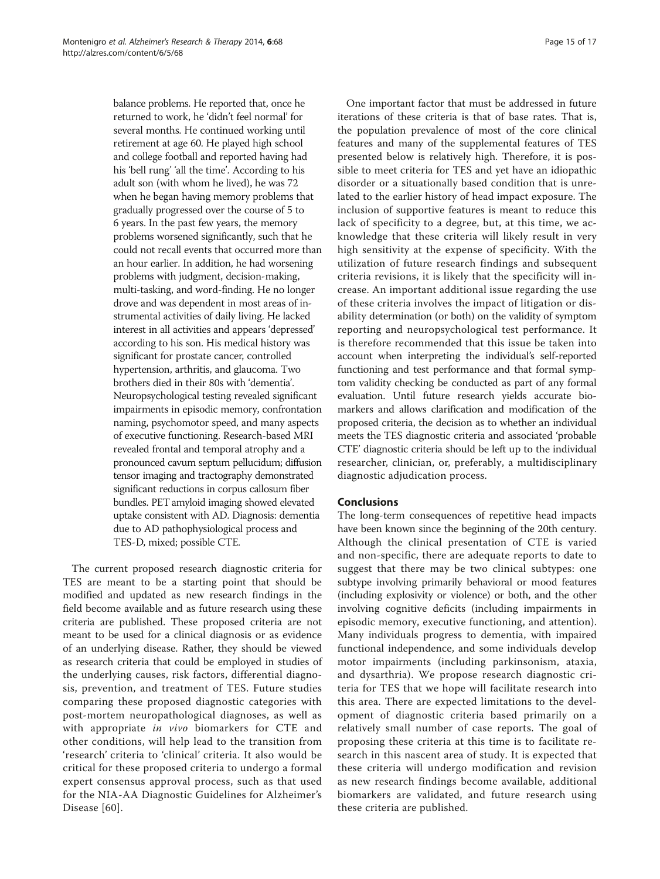balance problems. He reported that, once he returned to work, he 'didn't feel normal' for several months. He continued working until retirement at age 60. He played high school and college football and reported having had his 'bell rung' 'all the time'. According to his adult son (with whom he lived), he was 72 when he began having memory problems that gradually progressed over the course of 5 to 6 years. In the past few years, the memory problems worsened significantly, such that he could not recall events that occurred more than an hour earlier. In addition, he had worsening problems with judgment, decision-making, multi-tasking, and word-finding. He no longer drove and was dependent in most areas of instrumental activities of daily living. He lacked interest in all activities and appears 'depressed' according to his son. His medical history was significant for prostate cancer, controlled hypertension, arthritis, and glaucoma. Two brothers died in their 80s with 'dementia'. Neuropsychological testing revealed significant impairments in episodic memory, confrontation naming, psychomotor speed, and many aspects of executive functioning. Research-based MRI revealed frontal and temporal atrophy and a pronounced cavum septum pellucidum; diffusion tensor imaging and tractography demonstrated significant reductions in corpus callosum fiber bundles. PET amyloid imaging showed elevated uptake consistent with AD. Diagnosis: dementia due to AD pathophysiological process and TES-D, mixed; possible CTE.

The current proposed research diagnostic criteria for TES are meant to be a starting point that should be modified and updated as new research findings in the field become available and as future research using these criteria are published. These proposed criteria are not meant to be used for a clinical diagnosis or as evidence of an underlying disease. Rather, they should be viewed as research criteria that could be employed in studies of the underlying causes, risk factors, differential diagnosis, prevention, and treatment of TES. Future studies comparing these proposed diagnostic categories with post-mortem neuropathological diagnoses, as well as with appropriate *in vivo* biomarkers for CTE and other conditions, will help lead to the transition from 'research' criteria to 'clinical' criteria. It also would be critical for these proposed criteria to undergo a formal expert consensus approval process, such as that used for the NIA-AA Diagnostic Guidelines for Alzheimer's Disease [60].

One important factor that must be addressed in future iterations of these criteria is that of base rates. That is, the population prevalence of most of the core clinical features and many of the supplemental features of TES presented below is relatively high. Therefore, it is possible to meet criteria for TES and yet have an idiopathic disorder or a situationally based condition that is unrelated to the earlier history of head impact exposure. The inclusion of supportive features is meant to reduce this lack of specificity to a degree, but, at this time, we acknowledge that these criteria will likely result in very high sensitivity at the expense of specificity. With the utilization of future research findings and subsequent criteria revisions, it is likely that the specificity will increase. An important additional issue regarding the use of these criteria involves the impact of litigation or disability determination (or both) on the validity of symptom reporting and neuropsychological test performance. It is therefore recommended that this issue be taken into account when interpreting the individual's self-reported functioning and test performance and that formal symptom validity checking be conducted as part of any formal evaluation. Until future research yields accurate biomarkers and allows clarification and modification of the proposed criteria, the decision as to whether an individual meets the TES diagnostic criteria and associated 'probable CTE' diagnostic criteria should be left up to the individual researcher, clinician, or, preferably, a multidisciplinary diagnostic adjudication process.

## Conclusions

The long-term consequences of repetitive head impacts have been known since the beginning of the 20th century. Although the clinical presentation of CTE is varied and non-specific, there are adequate reports to date to suggest that there may be two clinical subtypes: one subtype involving primarily behavioral or mood features (including explosivity or violence) or both, and the other involving cognitive deficits (including impairments in episodic memory, executive functioning, and attention). Many individuals progress to dementia, with impaired functional independence, and some individuals develop motor impairments (including parkinsonism, ataxia, and dysarthria). We propose research diagnostic criteria for TES that we hope will facilitate research into this area. There are expected limitations to the development of diagnostic criteria based primarily on a relatively small number of case reports. The goal of proposing these criteria at this time is to facilitate research in this nascent area of study. It is expected that these criteria will undergo modification and revision as new research findings become available, additional biomarkers are validated, and future research using these criteria are published.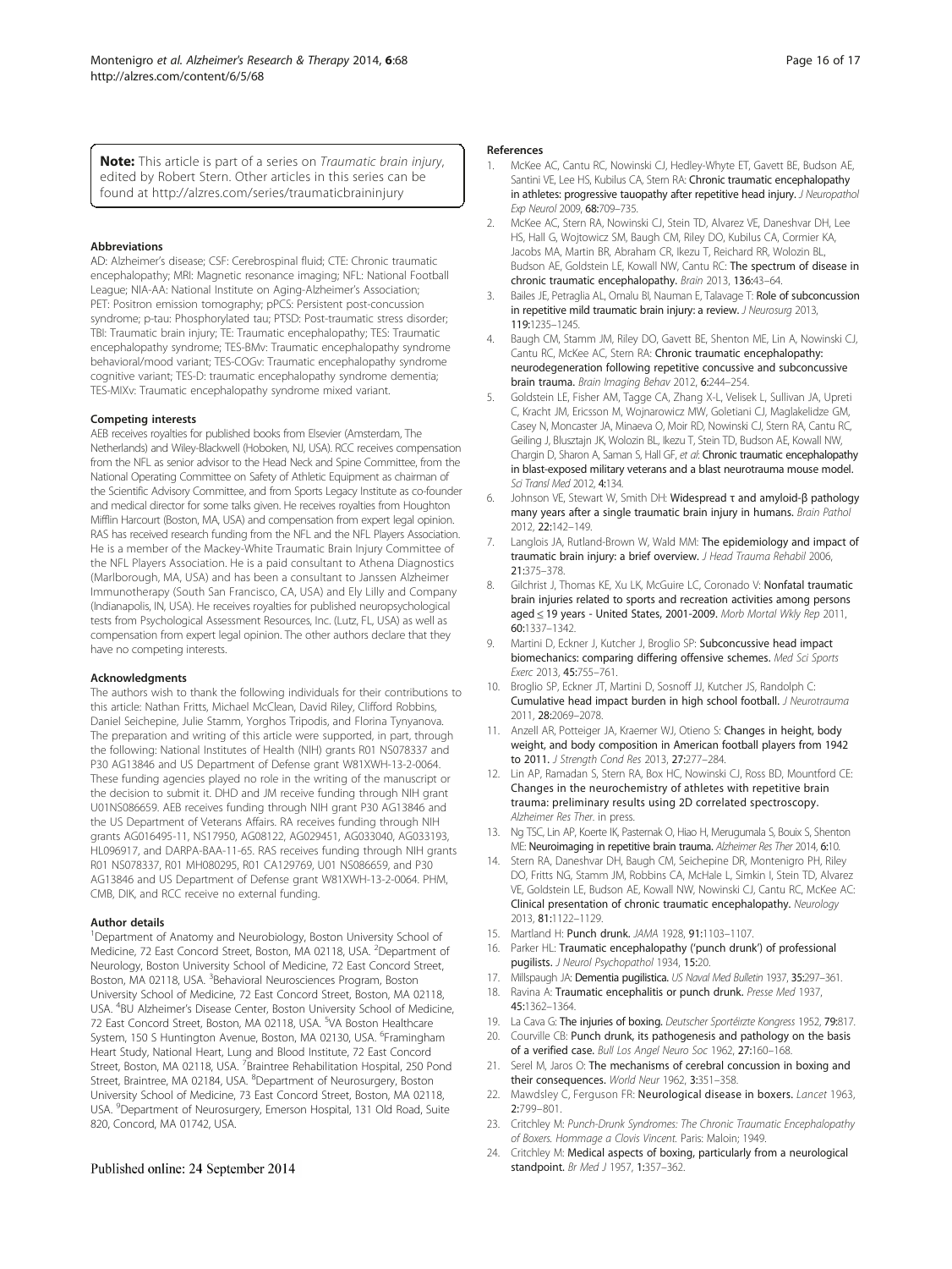**Note:** This article is part of a series on *Traumatic brain injury*, edited by Robert Stern. Other articles in this series can be found at http://alzres.com/series/traumaticbraininjury

### Abbreviations

AD: Alzheimer's disease; CSF: Cerebrospinal fluid; CTE: Chronic traumatic encephalopathy; MRI: Magnetic resonance imaging; NFL: National Football League; NIA-AA: National Institute on Aging-Alzheimer's Association; PET: Positron emission tomography; pPCS: Persistent post-concussion syndrome; p-tau: Phosphorylated tau; PTSD: Post-traumatic stress disorder; TBI: Traumatic brain injury; TE: Traumatic encephalopathy; TES: Traumatic encephalopathy syndrome; TES-BMv: Traumatic encephalopathy syndrome behavioral/mood variant; TES-COGv: Traumatic encephalopathy syndrome cognitive variant; TES-D: traumatic encephalopathy syndrome dementia; TES-MIXv: Traumatic encephalopathy syndrome mixed variant.

### Competing interests

AEB receives royalties for published books from Elsevier (Amsterdam, The Netherlands) and Wiley-Blackwell (Hoboken, NJ, USA). RCC receives compensation from the NFL as senior advisor to the Head Neck and Spine Committee, from the National Operating Committee on Safety of Athletic Equipment as chairman of the Scientific Advisory Committee, and from Sports Legacy Institute as co-founder and medical director for some talks given. He receives royalties from Houghton Mifflin Harcourt (Boston, MA, USA) and compensation from expert legal opinion. RAS has received research funding from the NFL and the NFL Players Association. He is a member of the Mackey-White Traumatic Brain Injury Committee of the NFL Players Association. He is a paid consultant to Athena Diagnostics (Marlborough, MA, USA) and has been a consultant to Janssen Alzheimer Immunotherapy (South San Francisco, CA, USA) and Ely Lilly and Company (Indianapolis, IN, USA). He receives royalties for published neuropsychological tests from Psychological Assessment Resources, Inc. (Lutz, FL, USA) as well as compensation from expert legal opinion. The other authors declare that they have no competing interests.

### Acknowledgments

The authors wish to thank the following individuals for their contributions to this article: Nathan Fritts, Michael McClean, David Riley, Clifford Robbins, Daniel Seichepine, Julie Stamm, Yorghos Tripodis, and Florina Tynyanova. The preparation and writing of this article were supported, in part, through the following: National Institutes of Health (NIH) grants R01 NS078337 and P30 AG13846 and US Department of Defense grant W81XWH-13-2-0064. These funding agencies played no role in the writing of the manuscript or the decision to submit it. DHD and JM receive funding through NIH grant U01NS086659. AEB receives funding through NIH grant P30 AG13846 and the US Department of Veterans Affairs. RA receives funding through NIH grants AG016495-11, NS17950, AG08122, AG029451, AG033040, AG033193, HL096917, and DARPA-BAA-11-65. RAS receives funding through NIH grants R01 NS078337, R01 MH080295, R01 CA129769, U01 NS086659, and P30 AG13846 and US Department of Defense grant W81XWH-13-2-0064. PHM, CMB, DIK, and RCC receive no external funding.

### Author details

[1]Department of Anatomy and Neurobiology, Boston University School of Medicine, 72 East Concord Street, Boston, MA 02118, USA. [2]Department of Neurology, Boston University School of Medicine, 72 East Concord Street, Boston, MA 02118, USA. [3]Behavioral Neurosciences Program, Boston University School of Medicine, 72 East Concord Street, Boston, MA 02118, USA. [4]BU Alzheimer's Disease Center, Boston University School of Medicine, 72 East Concord Street, Boston, MA 02118, USA. [5]VA Boston Healthcare System, 150 S Huntington Avenue, Boston, MA 02130, USA. [6]Framingham Heart Study, National Heart, Lung and Blood Institute, 72 East Concord Street, Boston, MA 02118, USA. [7]Braintree Rehabilitation Hospital, 250 Pond Street, Braintree, MA 02184, USA. [8]Department of Neurosurgery, Boston University School of Medicine, 73 East Concord Street, Boston, MA 02118, USA. [9]Department of Neurosurgery, Emerson Hospital, 131 Old Road, Suite 820, Concord, MA 01742, USA.

Published online: 24 September 2014

### References

1. McKee AC, Cantu RC, Nowinski CJ, Hedley-Whyte ET, Gavett BE, Budson AE, Santini VE, Lee HS, Kubilus CA, Stern RA: **Chronic traumatic encephalopathy in athletes: progressive tauopathy after repetitive head injury.** *J Neuropathol Exp Neurol* 2009, **68:**709–735.
2. McKee AC, Stern RA, Nowinski CJ, Stein TD, Alvarez VE, Daneshvar DH, Lee HS, Hall G, Wojtowicz SM, Baugh CM, Riley DO, Kubilus CA, Cormier KA, Jacobs MA, Martin BR, Abraham CR, Ikezu T, Reichard RR, Wolozin BL, Budson AE, Goldstein LE, Kowall NW, Cantu RC: **The spectrum of disease in chronic traumatic encephalopathy.** *Brain* 2013, **136:**43–64.
3. Bailes JE, Petraglia AL, Omalu BI, Nauman E, Talavage T: **Role of subconcussion in repetitive mild traumatic brain injury: a review.** *J Neurosurg* 2013, **119:**1235–1245.
4. Baugh CM, Stamm JM, Riley DO, Gavett BE, Shenton ME, Lin A, Nowinski CJ, Cantu RC, McKee AC, Stern RA: **Chronic traumatic encephalopathy: neurodegeneration following repetitive concussive and subconcussive brain trauma.** *Brain Imaging Behav* 2012, **6:**244–254.
5. Goldstein LE, Fisher AM, Tagge CA, Zhang X-L, Velisek L, Sullivan JA, Upreti C, Kracht JM, Ericsson M, Wojnarowicz MW, Goletiani CJ, Maglakelidze GM, Casey N, Moncaster JA, Minaeva O, Moir RD, Nowinski CJ, Stern RA, Cantu RC, Geiling J, Blusztajn JK, Wolozin BL, Ikezu T, Stein TD, Budson AE, Kowall NW, Chargin D, Sharon A, Saman S, Hall GF, *et al*: **Chronic traumatic encephalopathy in blast-exposed military veterans and a blast neurotrauma mouse model.** *Sci Transl Med* 2012, **4:**134.
6. Johnson VE, Stewart W, Smith DH: **Widespread τ and amyloid-β pathology many years after a single traumatic brain injury in humans.** *Brain Pathol* 2012, **22:**142–149.
7. Langlois JA, Rutland-Brown W, Wald MM: **The epidemiology and impact of traumatic brain injury: a brief overview.** *J Head Trauma Rehabil* 2006, **21:**375–378.
8. Gilchrist J, Thomas KE, Xu LK, McGuire LC, Coronado V: **Nonfatal traumatic brain injuries related to sports and recreation activities among persons aged ≤ 19 years - United States, 2001-2009.** *Morb Mortal Wkly Rep* 2011, **60:**1337–1342.
9. Martini D, Eckner J, Kutcher J, Broglio SP: **Subconcussive head impact biomechanics: comparing differing offensive schemes.** *Med Sci Sports Exerc* 2013, **45:**755–761.
10. Broglio SP, Eckner JT, Martini D, Sosnoff JJ, Kutcher JS, Randolph C: **Cumulative head impact burden in high school football.** *J Neurotrauma* 2011, **28:**2069–2078.
11. Anzell AR, Potteiger JA, Kraemer WJ, Otieno S: **Changes in height, body weight, and body composition in American football players from 1942 to 2011.** *J Strength Cond Res* 2013, **27:**277–284.
12. Lin AP, Ramadan S, Stern RA, Box HC, Nowinski CJ, Ross BD, Mountford CE: **Changes in the neurochemistry of athletes with repetitive brain trauma: preliminary results using 2D correlated spectroscopy.** *Alzheimer Res Ther*. in press.
13. Ng TSC, Lin AP, Koerte IK, Pasternak O, Hiao H, Merugumala S, Bouix S, Shenton ME: **Neuroimaging in repetitive brain trauma.** *Alzheimer Res Ther* 2014, **6:**10.
14. Stern RA, Daneshvar DH, Baugh CM, Seichepine DR, Montenigro PH, Riley DO, Fritts NG, Stamm JM, Robbins CA, McHale L, Simkin I, Stein TD, Alvarez VE, Goldstein LE, Budson AE, Kowall NW, Nowinski CJ, Cantu RC, McKee AC: **Clinical presentation of chronic traumatic encephalopathy.** *Neurology* 2013, **81:**1122–1129.
15. Martland H: **Punch drunk.** *JAMA* 1928, **91:**1103–1107.
16. Parker HL: **Traumatic encephalopathy ('punch drunk') of professional pugilists.** *J Neurol Psychopathol* 1934, **15:**20.
17. Millspaugh JA: **Dementia pugilistica.** *US Naval Med Bulletin* 1937, **35:**297–361.
18. Ravina A: **Traumatic encephalitis or punch drunk.** *Presse Med* 1937, **45:**1362–1364.
19. La Cava G: **The injuries of boxing.** *Deutscher Sportérzte Kongress* 1952, **79:**817.
20. Courville CB: **Punch drunk, its pathogenesis and pathology on the basis of a verified case.** *Bull Los Angel Neuro Soc* 1962, **27:**160–168.
21. Serel M, Jaros O: **The mechanisms of cerebral concussion in boxing and their consequences.** *World Neur* 1962, **3:**351–358.
22. Mawdsley C, Ferguson FR: **Neurological disease in boxers.** *Lancet* 1963, **2:**799–801.
23. Critchley M: *Punch-Drunk Syndromes: The Chronic Traumatic Encephalopathy of Boxers. Hommage a Clovis Vincent.* Paris: Maloin; 1949.
24. Critchley M: **Medical aspects of boxing, particularly from a neurological standpoint.** *Br Med J* 1957, **1:**357–362.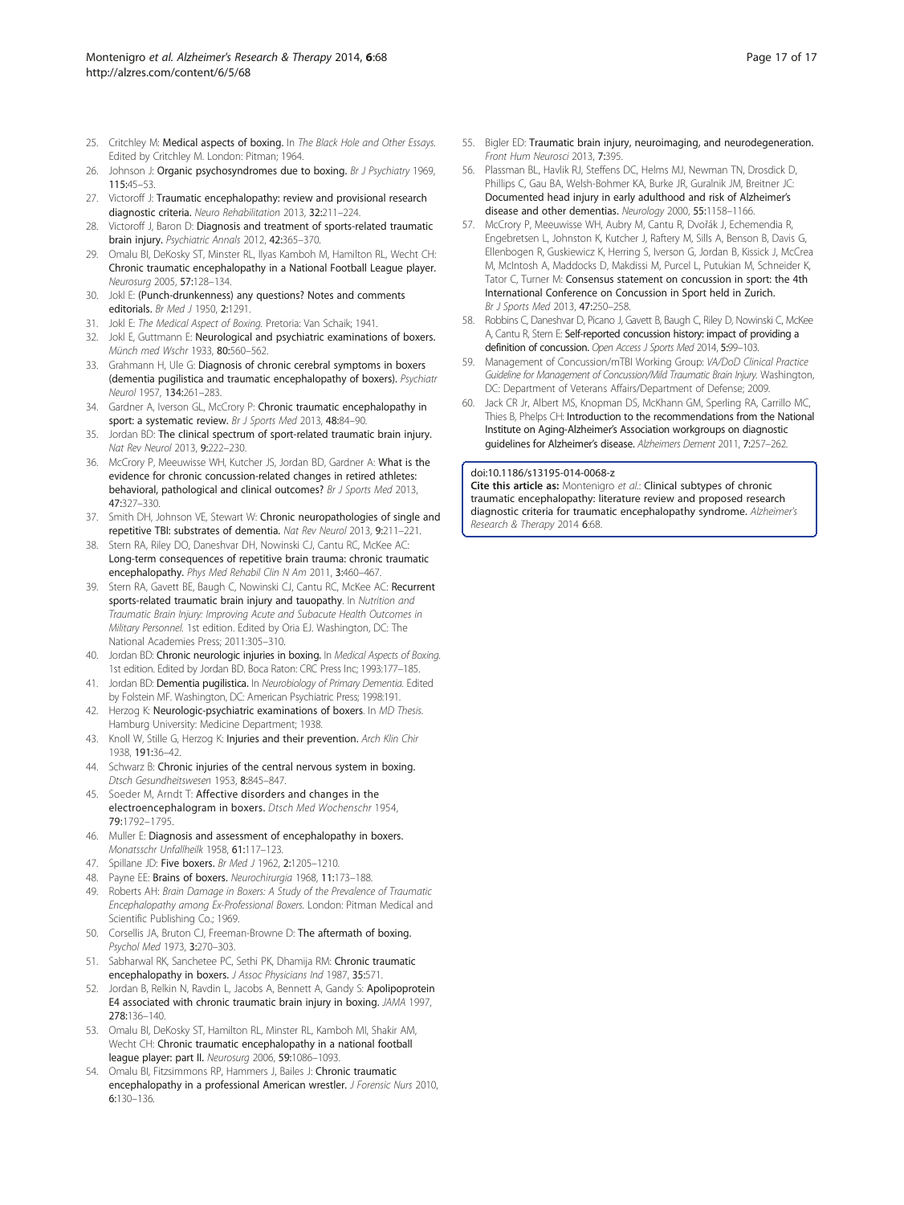25. Critchley M: **Medical aspects of boxing.** In *The Black Hole and Other Essays.* Edited by Critchley M. London: Pitman; 1964.
26. Johnson J: **Organic psychosyndromes due to boxing.** *Br J Psychiatry* 1969, **115:**45–53.
27. Victoroff J: **Traumatic encephalopathy: review and provisional research diagnostic criteria.** *Neuro Rehabilitation* 2013, **32:**211–224.
28. Victoroff J, Baron D: **Diagnosis and treatment of sports-related traumatic brain injury.** *Psychiatric Annals* 2012, **42:**365–370.
29. Omalu BI, DeKosky ST, Minster RL, Ilyas Kamboh M, Hamilton RL, Wecht CH: **Chronic traumatic encephalopathy in a National Football League player.** *Neurosurg* 2005, **57:**128–134.
30. Jokl E: **(Punch-drunkenness) any questions? Notes and comments editorials.** *Br Med J* 1950, **2:**1291.
31. Jokl E: *The Medical Aspect of Boxing.* Pretoria: Van Schaik; 1941.
32. Jokl E, Guttmann E: **Neurological and psychiatric examinations of boxers.** *Münch med Wschr* 1933, **80:**560–562.
33. Grahmann H, Ule G: **Diagnosis of chronic cerebral symptoms in boxers (dementia pugilistica and traumatic encephalopathy of boxers).** *Psychiatr Neurol* 1957, **134:**261–283.
34. Gardner A, Iverson GL, McCrory P: **Chronic traumatic encephalopathy in sport: a systematic review.** *Br J Sports Med* 2013, **48:**84–90.
35. Jordan BD: **The clinical spectrum of sport-related traumatic brain injury.** *Nat Rev Neurol* 2013, **9:**222–230.
36. McCrory P, Meeuwisse WH, Kutcher JS, Jordan BD, Gardner A: **What is the evidence for chronic concussion-related changes in retired athletes: behavioral, pathological and clinical outcomes?** *Br J Sports Med* 2013, **47:**327–330.
37. Smith DH, Johnson VE, Stewart W: **Chronic neuropathologies of single and repetitive TBI: substrates of dementia.** *Nat Rev Neurol* 2013, **9:**211–221.
38. Stern RA, Riley DO, Daneshvar DH, Nowinski CJ, Cantu RC, McKee AC: **Long-term consequences of repetitive brain trauma: chronic traumatic encephalopathy.** *Phys Med Rehabil Clin N Am* 2011, **3:**460–467.
39. Stern RA, Gavett BE, Baugh C, Nowinski CJ, Cantu RC, McKee AC: **Recurrent sports-related traumatic brain injury and tauopathy.** In *Nutrition and Traumatic Brain Injury: Improving Acute and Subacute Health Outcomes in Military Personnel.* 1st edition. Edited by Oria EJ. Washington, DC: The National Academies Press; 2011:305–310.
40. Jordan BD: **Chronic neurologic injuries in boxing.** In *Medical Aspects of Boxing.* 1st edition. Edited by Jordan BD. Boca Raton: CRC Press Inc; 1993:177–185.
41. Jordan BD: **Dementia pugilistica.** In *Neurobiology of Primary Dementia.* Edited by Folstein MF. Washington, DC: American Psychiatric Press; 1998:191.
42. Herzog K: **Neurologic-psychiatric examinations of boxers**. In *MD Thesis.* Hamburg University: Medicine Department; 1938.
43. Knoll W, Stille G, Herzog K: **Injuries and their prevention.** *Arch Klin Chir* 1938, **191:**36–42.
44. Schwarz B: **Chronic injuries of the central nervous system in boxing.** *Dtsch Gesundheitswesen* 1953, **8:**845–847.
45. Soeder M, Arndt T: **Affective disorders and changes in the electroencephalogram in boxers.** *Dtsch Med Wochenschr* 1954, **79:**1792–1795.
46. Muller E: **Diagnosis and assessment of encephalopathy in boxers.** *Monatsschr Unfallheilk* 1958, **61:**117–123.
47. Spillane JD: **Five boxers.** *Br Med J* 1962, **2:**1205–1210.
48. Payne EE: **Brains of boxers.** *Neurochirurgia* 1968, **11:**173–188.
49. Roberts AH: *Brain Damage in Boxers: A Study of the Prevalence of Traumatic Encephalopathy among Ex-Professional Boxers.* London: Pitman Medical and Scientific Publishing Co.; 1969.
50. Corsellis JA, Bruton CJ, Freeman-Browne D: **The aftermath of boxing.** *Psychol Med* 1973, **3:**270–303.
51. Sabharwal RK, Sanchetee PC, Sethi PK, Dhamija RM: **Chronic traumatic encephalopathy in boxers.** *J Assoc Physicians Ind* 1987, **35:**571.
52. Jordan B, Relkin N, Ravdin L, Jacobs A, Bennett A, Gandy S: **Apolipoprotein E4 associated with chronic traumatic brain injury in boxing.** *JAMA* 1997, **278:**136–140.
53. Omalu BI, DeKosky ST, Hamilton RL, Minster RL, Kamboh MI, Shakir AM, Wecht CH: **Chronic traumatic encephalopathy in a national football league player: part II.** *Neurosurg* 2006, **59:**1086–1093.
54. Omalu BI, Fitzsimmons RP, Hammers J, Bailes J: **Chronic traumatic encephalopathy in a professional American wrestler.** *J Forensic Nurs* 2010, **6:**130–136.
55. Bigler ED: **Traumatic brain injury, neuroimaging, and neurodegeneration.** *Front Hum Neurosci* 2013, **7:**395.
56. Plassman BL, Havlik RJ, Steffens DC, Helms MJ, Newman TN, Drosdick D, Phillips C, Gau BA, Welsh-Bohmer KA, Burke JR, Guralnik JM, Breitner JC: **Documented head injury in early adulthood and risk of Alzheimer's disease and other dementias.** *Neurology* 2000, **55:**1158–1166.
57. McCrory P, Meeuwisse WH, Aubry M, Cantu R, Dvořák J, Echemendia R, Engebretsen L, Johnston K, Kutcher J, Raftery M, Sills A, Benson B, Davis G, Ellenbogen R, Guskiewicz K, Herring S, Iverson G, Jordan B, Kissick J, McCrea M, McIntosh A, Maddocks D, Makdissi M, Purcel L, Putukian M, Schneider K, Tator C, Turner M: **Consensus statement on concussion in sport: the 4th International Conference on Concussion in Sport held in Zurich.** *Br J Sports Med* 2013, **47:**250–258.
58. Robbins C, Daneshvar D, Picano J, Gavett B, Baugh C, Riley D, Nowinski C, McKee A, Cantu R, Stern E: **Self-reported concussion history: impact of providing a definition of concussion.** *Open Access J Sports Med* 2014, **5:**99–103.
59. Management of Concussion/mTBI Working Group: *VA/DoD Clinical Practice Guideline for Management of Concussion/Mild Traumatic Brain Injury.* Washington, DC: Department of Veterans Affairs/Department of Defense; 2009.
60. Jack CR Jr, Albert MS, Knopman DS, McKhann GM, Sperling RA, Carrillo MC, Thies B, Phelps CH: **Introduction to the recommendations from the National Institute on Aging-Alzheimer's Association workgroups on diagnostic guidelines for Alzheimer's disease.** *Alzheimers Dement* 2011, **7:**257–262.

doi:10.1186/s13195-014-0068-z

**Cite this article as:** Montenigro *et al.*: Clinical subtypes of chronic traumatic encephalopathy: literature review and proposed research diagnostic criteria for traumatic encephalopathy syndrome. *Alzheimer's Research & Therapy* 2014 **6**:68.